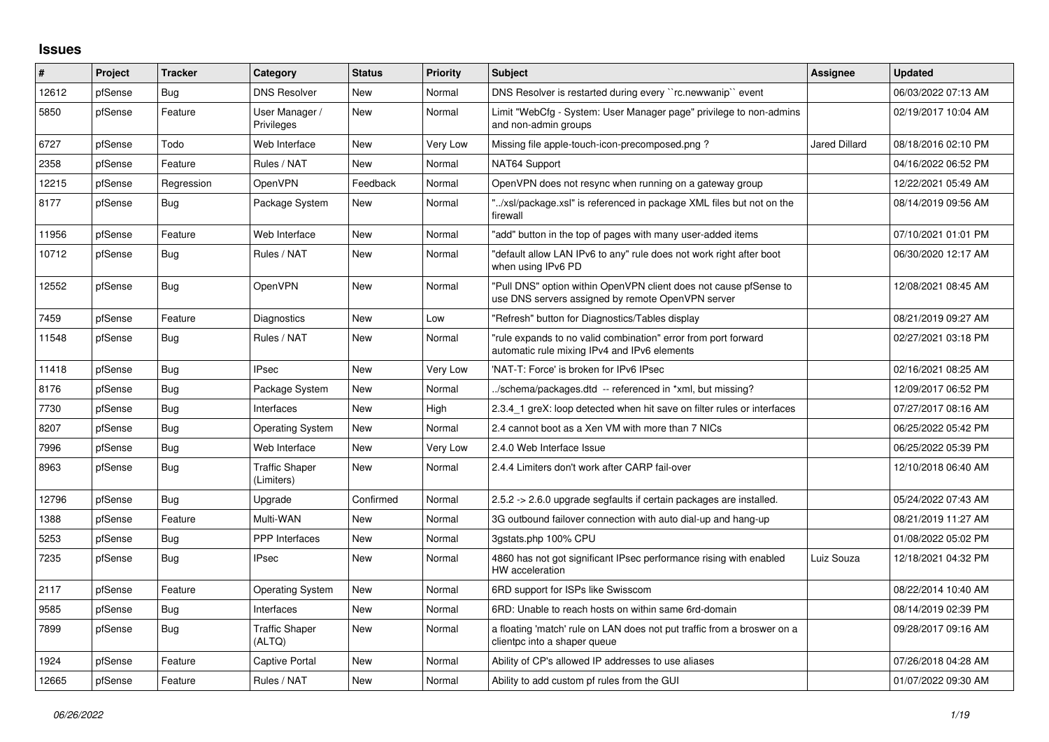# Issues

| # | Project | Tracker | Category | Status | Priority | Subject | Assignee | Updated |
|---|---|---|---|---|---|---|---|---|
| 12612 | pfSense | Bug | DNS Resolver | New | Normal | DNS Resolver is restarted during every ``rc.newwanip`` event | | 06/03/2022 07:13 AM |
| 5850 | pfSense | Feature | User Manager / Privileges | New | Normal | Limit "WebCfg - System: User Manager page" privilege to non-admins and non-admin groups | | 02/19/2017 10:04 AM |
| 6727 | pfSense | Todo | Web Interface | New | Very Low | Missing file apple-touch-icon-precomposed.png ? | Jared Dillard | 08/18/2016 02:10 PM |
| 2358 | pfSense | Feature | Rules / NAT | New | Normal | NAT64 Support | | 04/16/2022 06:52 PM |
| 12215 | pfSense | Regression | OpenVPN | Feedback | Normal | OpenVPN does not resync when running on a gateway group | | 12/22/2021 05:49 AM |
| 8177 | pfSense | Bug | Package System | New | Normal | "../xsl/package.xsl" is referenced in package XML files but not on the firewall | | 08/14/2019 09:56 AM |
| 11956 | pfSense | Feature | Web Interface | New | Normal | "add" button in the top of pages with many user-added items | | 07/10/2021 01:01 PM |
| 10712 | pfSense | Bug | Rules / NAT | New | Normal | "default allow LAN IPv6 to any" rule does not work right after boot when using IPv6 PD | | 06/30/2020 12:17 AM |
| 12552 | pfSense | Bug | OpenVPN | New | Normal | "Pull DNS" option within OpenVPN client does not cause pfSense to use DNS servers assigned by remote OpenVPN server | | 12/08/2021 08:45 AM |
| 7459 | pfSense | Feature | Diagnostics | New | Low | "Refresh" button for Diagnostics/Tables display | | 08/21/2019 09:27 AM |
| 11548 | pfSense | Bug | Rules / NAT | New | Normal | "rule expands to no valid combination" error from port forward automatic rule mixing IPv4 and IPv6 elements | | 02/27/2021 03:18 PM |
| 11418 | pfSense | Bug | IPsec | New | Very Low | 'NAT-T: Force' is broken for IPv6 IPsec | | 02/16/2021 08:25 AM |
| 8176 | pfSense | Bug | Package System | New | Normal | ../schema/packages.dtd -- referenced in *xml, but missing? | | 12/09/2017 06:52 PM |
| 7730 | pfSense | Bug | Interfaces | New | High | 2.3.4_1 greX: loop detected when hit save on filter rules or interfaces | | 07/27/2017 08:16 AM |
| 8207 | pfSense | Bug | Operating System | New | Normal | 2.4 cannot boot as a Xen VM with more than 7 NICs | | 06/25/2022 05:42 PM |
| 7996 | pfSense | Bug | Web Interface | New | Very Low | 2.4.0 Web Interface Issue | | 06/25/2022 05:39 PM |
| 8963 | pfSense | Bug | Traffic Shaper (Limiters) | New | Normal | 2.4.4 Limiters don't work after CARP fail-over | | 12/10/2018 06:40 AM |
| 12796 | pfSense | Bug | Upgrade | Confirmed | Normal | 2.5.2 -> 2.6.0 upgrade segfaults if certain packages are installed. | | 05/24/2022 07:43 AM |
| 1388 | pfSense | Feature | Multi-WAN | New | Normal | 3G outbound failover connection with auto dial-up and hang-up | | 08/21/2019 11:27 AM |
| 5253 | pfSense | Bug | PPP Interfaces | New | Normal | 3gstats.php 100% CPU | | 01/08/2022 05:02 PM |
| 7235 | pfSense | Bug | IPsec | New | Normal | 4860 has not got significant IPsec performance rising with enabled HW acceleration | Luiz Souza | 12/18/2021 04:32 PM |
| 2117 | pfSense | Feature | Operating System | New | Normal | 6RD support for ISPs like Swisscom | | 08/22/2014 10:40 AM |
| 9585 | pfSense | Bug | Interfaces | New | Normal | 6RD: Unable to reach hosts on within same 6rd-domain | | 08/14/2019 02:39 PM |
| 7899 | pfSense | Bug | Traffic Shaper (ALTQ) | New | Normal | a floating 'match' rule on LAN does not put traffic from a broswer on a clientpc into a shaper queue | | 09/28/2017 09:16 AM |
| 1924 | pfSense | Feature | Captive Portal | New | Normal | Ability of CP's allowed IP addresses to use aliases | | 07/26/2018 04:28 AM |
| 12665 | pfSense | Feature | Rules / NAT | New | Normal | Ability to add custom pf rules from the GUI | | 01/07/2022 09:30 AM |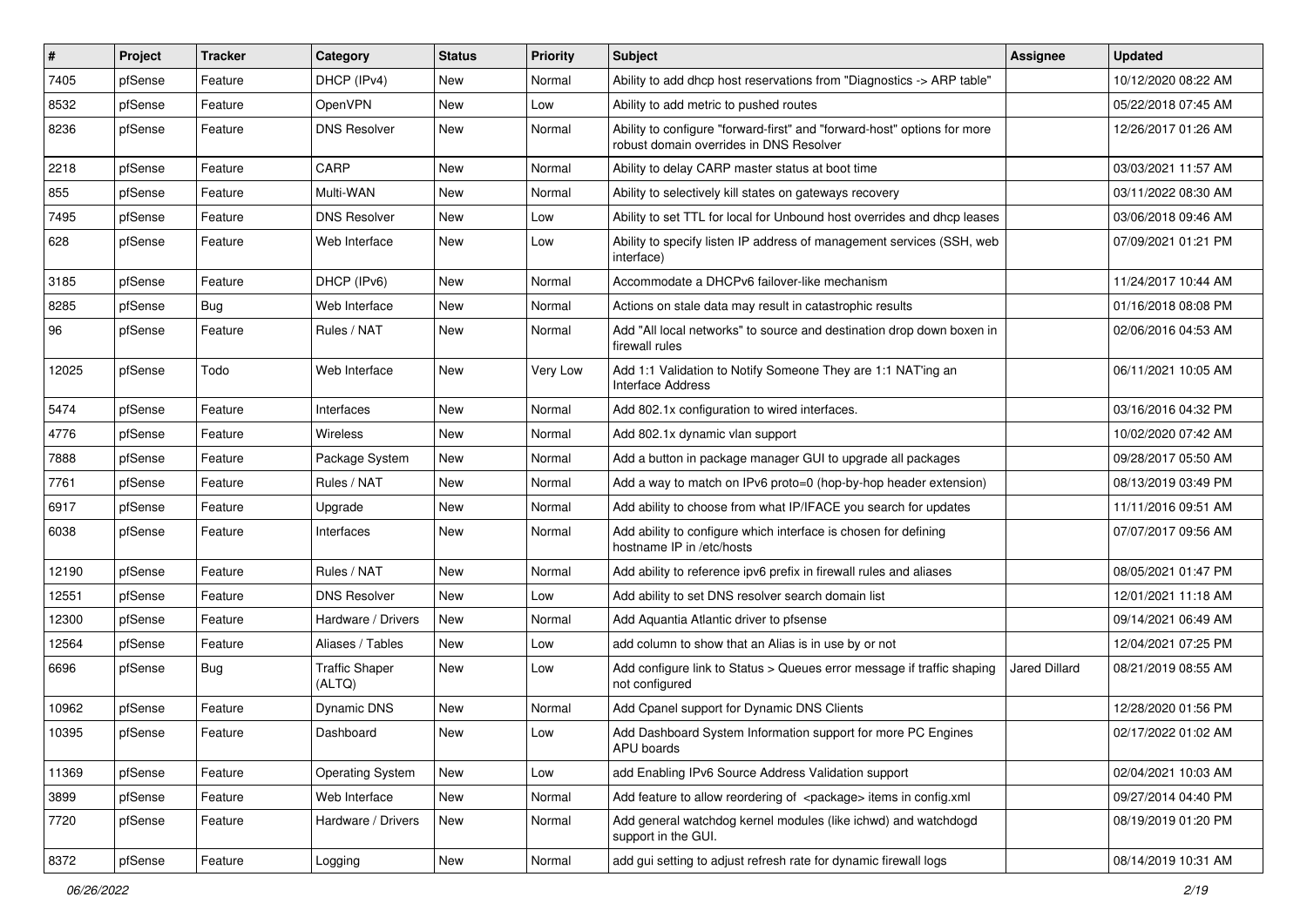| # | Project | Tracker | Category | Status | Priority | Subject | Assignee | Updated |
|---|---|---|---|---|---|---|---|---|
| 7405 | pfSense | Feature | DHCP (IPv4) | New | Normal | Ability to add dhcp host reservations from "Diagnostics -> ARP table" | | 10/12/2020 08:22 AM |
| 8532 | pfSense | Feature | OpenVPN | New | Low | Ability to add metric to pushed routes | | 05/22/2018 07:45 AM |
| 8236 | pfSense | Feature | DNS Resolver | New | Normal | Ability to configure "forward-first" and "forward-host" options for more robust domain overrides in DNS Resolver | | 12/26/2017 01:26 AM |
| 2218 | pfSense | Feature | CARP | New | Normal | Ability to delay CARP master status at boot time | | 03/03/2021 11:57 AM |
| 855 | pfSense | Feature | Multi-WAN | New | Normal | Ability to selectively kill states on gateways recovery | | 03/11/2022 08:30 AM |
| 7495 | pfSense | Feature | DNS Resolver | New | Low | Ability to set TTL for local for Unbound host overrides and dhcp leases | | 03/06/2018 09:46 AM |
| 628 | pfSense | Feature | Web Interface | New | Low | Ability to specify listen IP address of management services (SSH, web interface) | | 07/09/2021 01:21 PM |
| 3185 | pfSense | Feature | DHCP (IPv6) | New | Normal | Accommodate a DHCPv6 failover-like mechanism | | 11/24/2017 10:44 AM |
| 8285 | pfSense | Bug | Web Interface | New | Normal | Actions on stale data may result in catastrophic results | | 01/16/2018 08:08 PM |
| 96 | pfSense | Feature | Rules / NAT | New | Normal | Add "All local networks" to source and destination drop down boxen in firewall rules | | 02/06/2016 04:53 AM |
| 12025 | pfSense | Todo | Web Interface | New | Very Low | Add 1:1 Validation to Notify Someone They are 1:1 NAT'ing an Interface Address | | 06/11/2021 10:05 AM |
| 5474 | pfSense | Feature | Interfaces | New | Normal | Add 802.1x configuration to wired interfaces. | | 03/16/2016 04:32 PM |
| 4776 | pfSense | Feature | Wireless | New | Normal | Add 802.1x dynamic vlan support | | 10/02/2020 07:42 AM |
| 7888 | pfSense | Feature | Package System | New | Normal | Add a button in package manager GUI to upgrade all packages | | 09/28/2017 05:50 AM |
| 7761 | pfSense | Feature | Rules / NAT | New | Normal | Add a way to match on IPv6 proto=0 (hop-by-hop header extension) | | 08/13/2019 03:49 PM |
| 6917 | pfSense | Feature | Upgrade | New | Normal | Add ability to choose from what IP/IFACE you search for updates | | 11/11/2016 09:51 AM |
| 6038 | pfSense | Feature | Interfaces | New | Normal | Add ability to configure which interface is chosen for defining hostname IP in /etc/hosts | | 07/07/2017 09:56 AM |
| 12190 | pfSense | Feature | Rules / NAT | New | Normal | Add ability to reference ipv6 prefix in firewall rules and aliases | | 08/05/2021 01:47 PM |
| 12551 | pfSense | Feature | DNS Resolver | New | Low | Add ability to set DNS resolver search domain list | | 12/01/2021 11:18 AM |
| 12300 | pfSense | Feature | Hardware / Drivers | New | Normal | Add Aquantia Atlantic driver to pfsense | | 09/14/2021 06:49 AM |
| 12564 | pfSense | Feature | Aliases / Tables | New | Low | add column to show that an Alias is in use by or not | | 12/04/2021 07:25 PM |
| 6696 | pfSense | Bug | Traffic Shaper (ALTQ) | New | Low | Add configure link to Status > Queues error message if traffic shaping not configured | Jared Dillard | 08/21/2019 08:55 AM |
| 10962 | pfSense | Feature | Dynamic DNS | New | Normal | Add Cpanel support for Dynamic DNS Clients | | 12/28/2020 01:56 PM |
| 10395 | pfSense | Feature | Dashboard | New | Low | Add Dashboard System Information support for more PC Engines APU boards | | 02/17/2022 01:02 AM |
| 11369 | pfSense | Feature | Operating System | New | Low | add Enabling IPv6 Source Address Validation support | | 02/04/2021 10:03 AM |
| 3899 | pfSense | Feature | Web Interface | New | Normal | Add feature to allow reordering of <package> items in config.xml | | 09/27/2014 04:40 PM |
| 7720 | pfSense | Feature | Hardware / Drivers | New | Normal | Add general watchdog kernel modules (like ichwd) and watchdogd support in the GUI. | | 08/19/2019 01:20 PM |
| 8372 | pfSense | Feature | Logging | New | Normal | add gui setting to adjust refresh rate for dynamic firewall logs | | 08/14/2019 10:31 AM |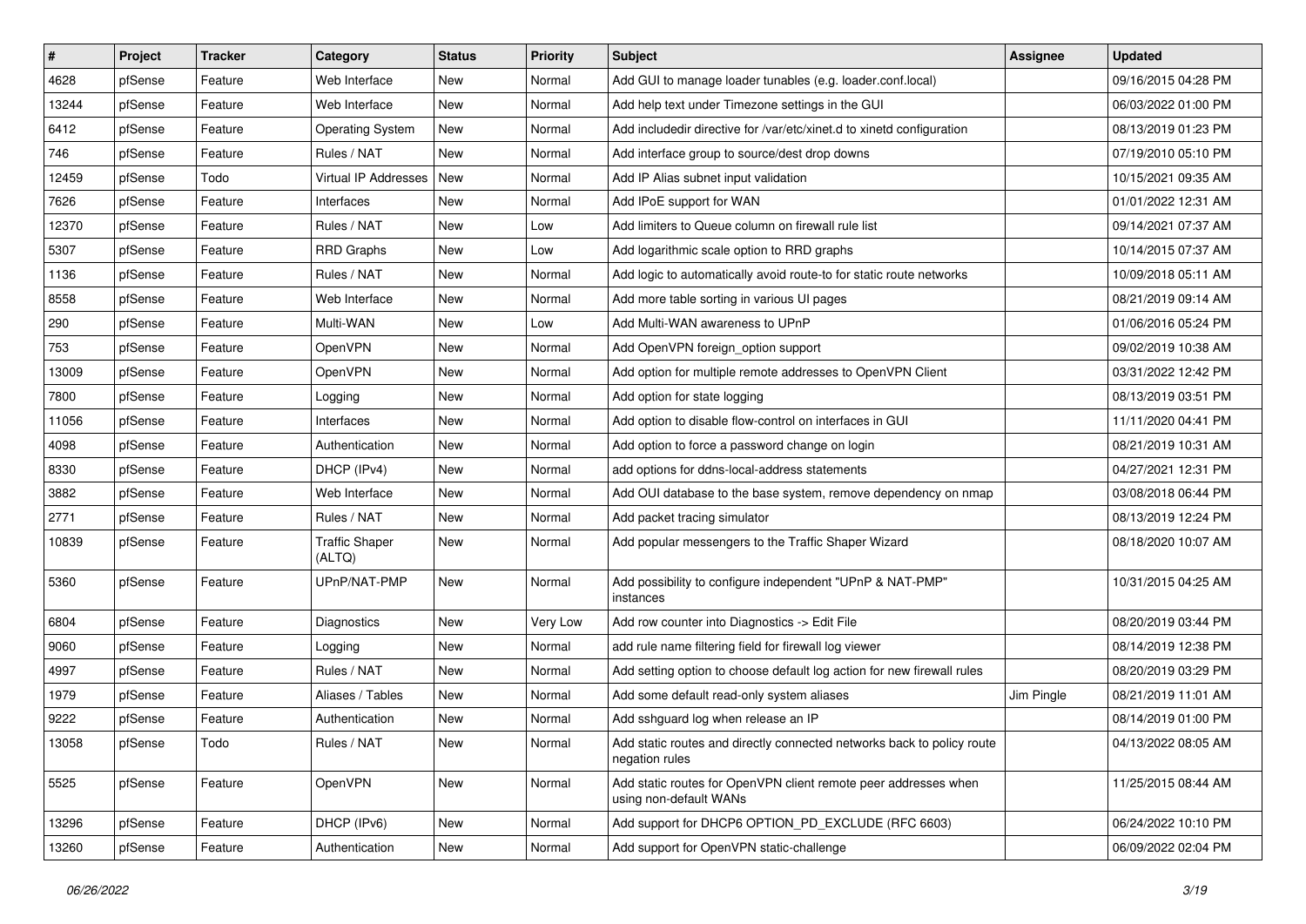| # | Project | Tracker | Category | Status | Priority | Subject | Assignee | Updated |
|---|---|---|---|---|---|---|---|---|
| 4628 | pfSense | Feature | Web Interface | New | Normal | Add GUI to manage loader tunables (e.g. loader.conf.local) | | 09/16/2015 04:28 PM |
| 13244 | pfSense | Feature | Web Interface | New | Normal | Add help text under Timezone settings in the GUI | | 06/03/2022 01:00 PM |
| 6412 | pfSense | Feature | Operating System | New | Normal | Add includedir directive for /var/etc/xinet.d to xinetd configuration | | 08/13/2019 01:23 PM |
| 746 | pfSense | Feature | Rules / NAT | New | Normal | Add interface group to source/dest drop downs | | 07/19/2010 05:10 PM |
| 12459 | pfSense | Todo | Virtual IP Addresses | New | Normal | Add IP Alias subnet input validation | | 10/15/2021 09:35 AM |
| 7626 | pfSense | Feature | Interfaces | New | Normal | Add IPoE support for WAN | | 01/01/2022 12:31 AM |
| 12370 | pfSense | Feature | Rules / NAT | New | Low | Add limiters to Queue column on firewall rule list | | 09/14/2021 07:37 AM |
| 5307 | pfSense | Feature | RRD Graphs | New | Low | Add logarithmic scale option to RRD graphs | | 10/14/2015 07:37 AM |
| 1136 | pfSense | Feature | Rules / NAT | New | Normal | Add logic to automatically avoid route-to for static route networks | | 10/09/2018 05:11 AM |
| 8558 | pfSense | Feature | Web Interface | New | Normal | Add more table sorting in various UI pages | | 08/21/2019 09:14 AM |
| 290 | pfSense | Feature | Multi-WAN | New | Low | Add Multi-WAN awareness to UPnP | | 01/06/2016 05:24 PM |
| 753 | pfSense | Feature | OpenVPN | New | Normal | Add OpenVPN foreign_option support | | 09/02/2019 10:38 AM |
| 13009 | pfSense | Feature | OpenVPN | New | Normal | Add option for multiple remote addresses to OpenVPN Client | | 03/31/2022 12:42 PM |
| 7800 | pfSense | Feature | Logging | New | Normal | Add option for state logging | | 08/13/2019 03:51 PM |
| 11056 | pfSense | Feature | Interfaces | New | Normal | Add option to disable flow-control on interfaces in GUI | | 11/11/2020 04:41 PM |
| 4098 | pfSense | Feature | Authentication | New | Normal | Add option to force a password change on login | | 08/21/2019 10:31 AM |
| 8330 | pfSense | Feature | DHCP (IPv4) | New | Normal | add options for ddns-local-address statements | | 04/27/2021 12:31 PM |
| 3882 | pfSense | Feature | Web Interface | New | Normal | Add OUI database to the base system, remove dependency on nmap | | 03/08/2018 06:44 PM |
| 2771 | pfSense | Feature | Rules / NAT | New | Normal | Add packet tracing simulator | | 08/13/2019 12:24 PM |
| 10839 | pfSense | Feature | Traffic Shaper (ALTQ) | New | Normal | Add popular messengers to the Traffic Shaper Wizard | | 08/18/2020 10:07 AM |
| 5360 | pfSense | Feature | UPnP/NAT-PMP | New | Normal | Add possibility to configure independent "UPnP & NAT-PMP" instances | | 10/31/2015 04:25 AM |
| 6804 | pfSense | Feature | Diagnostics | New | Very Low | Add row counter into Diagnostics -> Edit File | | 08/20/2019 03:44 PM |
| 9060 | pfSense | Feature | Logging | New | Normal | add rule name filtering field for firewall log viewer | | 08/14/2019 12:38 PM |
| 4997 | pfSense | Feature | Rules / NAT | New | Normal | Add setting option to choose default log action for new firewall rules | | 08/20/2019 03:29 PM |
| 1979 | pfSense | Feature | Aliases / Tables | New | Normal | Add some default read-only system aliases | Jim Pingle | 08/21/2019 11:01 AM |
| 9222 | pfSense | Feature | Authentication | New | Normal | Add sshguard log when release an IP | | 08/14/2019 01:00 PM |
| 13058 | pfSense | Todo | Rules / NAT | New | Normal | Add static routes and directly connected networks back to policy route negation rules | | 04/13/2022 08:05 AM |
| 5525 | pfSense | Feature | OpenVPN | New | Normal | Add static routes for OpenVPN client remote peer addresses when using non-default WANs | | 11/25/2015 08:44 AM |
| 13296 | pfSense | Feature | DHCP (IPv6) | New | Normal | Add support for DHCP6 OPTION_PD_EXCLUDE (RFC 6603) | | 06/24/2022 10:10 PM |
| 13260 | pfSense | Feature | Authentication | New | Normal | Add support for OpenVPN static-challenge | | 06/09/2022 02:04 PM |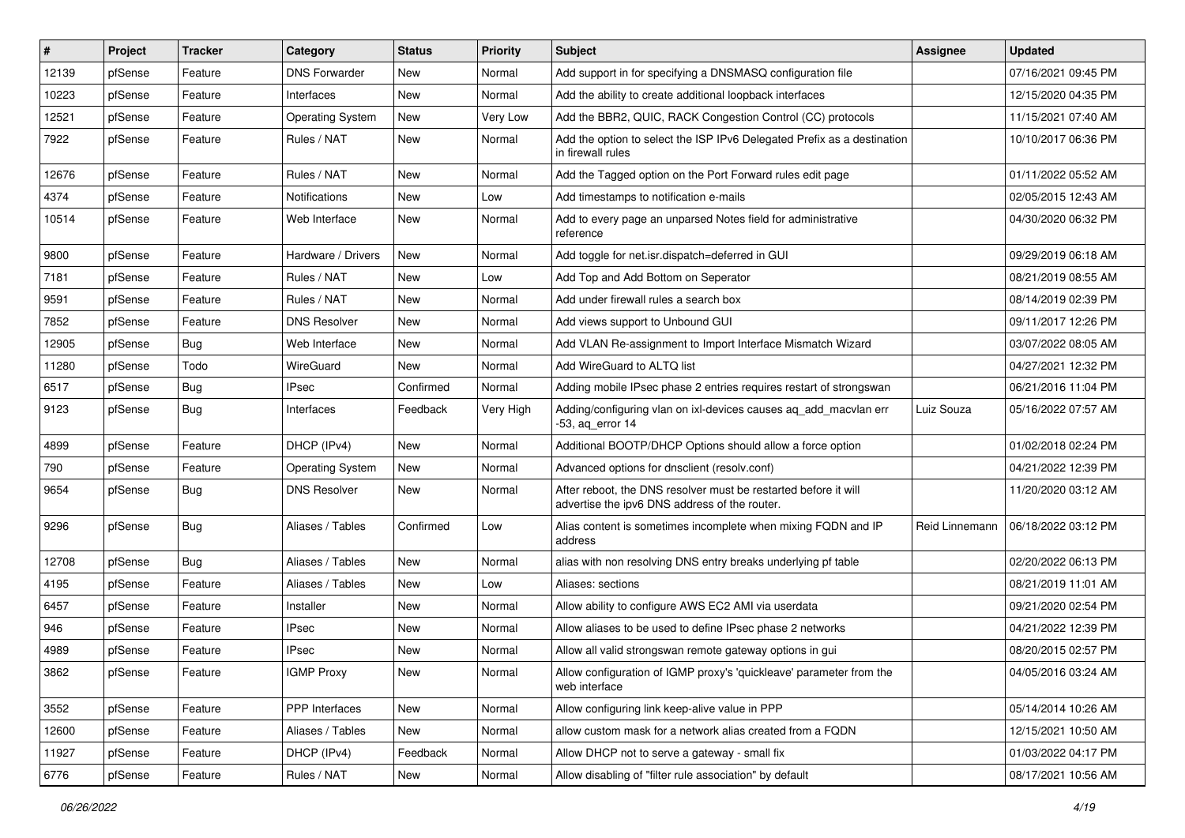| # | Project | Tracker | Category | Status | Priority | Subject | Assignee | Updated |
|---|---|---|---|---|---|---|---|---|
| 12139 | pfSense | Feature | DNS Forwarder | New | Normal | Add support in for specifying a DNSMASQ configuration file | | 07/16/2021 09:45 PM |
| 10223 | pfSense | Feature | Interfaces | New | Normal | Add the ability to create additional loopback interfaces | | 12/15/2020 04:35 PM |
| 12521 | pfSense | Feature | Operating System | New | Very Low | Add the BBR2, QUIC, RACK Congestion Control (CC) protocols | | 11/15/2021 07:40 AM |
| 7922 | pfSense | Feature | Rules / NAT | New | Normal | Add the option to select the ISP IPv6 Delegated Prefix as a destination in firewall rules | | 10/10/2017 06:36 PM |
| 12676 | pfSense | Feature | Rules / NAT | New | Normal | Add the Tagged option on the Port Forward rules edit page | | 01/11/2022 05:52 AM |
| 4374 | pfSense | Feature | Notifications | New | Low | Add timestamps to notification e-mails | | 02/05/2015 12:43 AM |
| 10514 | pfSense | Feature | Web Interface | New | Normal | Add to every page an unparsed Notes field for administrative reference | | 04/30/2020 06:32 PM |
| 9800 | pfSense | Feature | Hardware / Drivers | New | Normal | Add toggle for net.isr.dispatch=deferred in GUI | | 09/29/2019 06:18 AM |
| 7181 | pfSense | Feature | Rules / NAT | New | Low | Add Top and Add Bottom on Seperator | | 08/21/2019 08:55 AM |
| 9591 | pfSense | Feature | Rules / NAT | New | Normal | Add under firewall rules a search box | | 08/14/2019 02:39 PM |
| 7852 | pfSense | Feature | DNS Resolver | New | Normal | Add views support to Unbound GUI | | 09/11/2017 12:26 PM |
| 12905 | pfSense | Bug | Web Interface | New | Normal | Add VLAN Re-assignment to Import Interface Mismatch Wizard | | 03/07/2022 08:05 AM |
| 11280 | pfSense | Todo | WireGuard | New | Normal | Add WireGuard to ALTQ list | | 04/27/2021 12:32 PM |
| 6517 | pfSense | Bug | IPsec | Confirmed | Normal | Adding mobile IPsec phase 2 entries requires restart of strongswan | | 06/21/2016 11:04 PM |
| 9123 | pfSense | Bug | Interfaces | Feedback | Very High | Adding/configuring vlan on ixl-devices causes aq_add_macvlan err -53, aq_error 14 | Luiz Souza | 05/16/2022 07:57 AM |
| 4899 | pfSense | Feature | DHCP (IPv4) | New | Normal | Additional BOOTP/DHCP Options should allow a force option | | 01/02/2018 02:24 PM |
| 790 | pfSense | Feature | Operating System | New | Normal | Advanced options for dnsclient (resolv.conf) | | 04/21/2022 12:39 PM |
| 9654 | pfSense | Bug | DNS Resolver | New | Normal | After reboot, the DNS resolver must be restarted before it will advertise the ipv6 DNS address of the router. | | 11/20/2020 03:12 AM |
| 9296 | pfSense | Bug | Aliases / Tables | Confirmed | Low | Alias content is sometimes incomplete when mixing FQDN and IP address | Reid Linnemann | 06/18/2022 03:12 PM |
| 12708 | pfSense | Bug | Aliases / Tables | New | Normal | alias with non resolving DNS entry breaks underlying pf table | | 02/20/2022 06:13 PM |
| 4195 | pfSense | Feature | Aliases / Tables | New | Low | Aliases: sections | | 08/21/2019 11:01 AM |
| 6457 | pfSense | Feature | Installer | New | Normal | Allow ability to configure AWS EC2 AMI via userdata | | 09/21/2020 02:54 PM |
| 946 | pfSense | Feature | IPsec | New | Normal | Allow aliases to be used to define IPsec phase 2 networks | | 04/21/2022 12:39 PM |
| 4989 | pfSense | Feature | IPsec | New | Normal | Allow all valid strongswan remote gateway options in gui | | 08/20/2015 02:57 PM |
| 3862 | pfSense | Feature | IGMP Proxy | New | Normal | Allow configuration of IGMP proxy's 'quickleave' parameter from the web interface | | 04/05/2016 03:24 AM |
| 3552 | pfSense | Feature | PPP Interfaces | New | Normal | Allow configuring link keep-alive value in PPP | | 05/14/2014 10:26 AM |
| 12600 | pfSense | Feature | Aliases / Tables | New | Normal | allow custom mask for a network alias created from a FQDN | | 12/15/2021 10:50 AM |
| 11927 | pfSense | Feature | DHCP (IPv4) | Feedback | Normal | Allow DHCP not to serve a gateway - small fix | | 01/03/2022 04:17 PM |
| 6776 | pfSense | Feature | Rules / NAT | New | Normal | Allow disabling of "filter rule association" by default | | 08/17/2021 10:56 AM |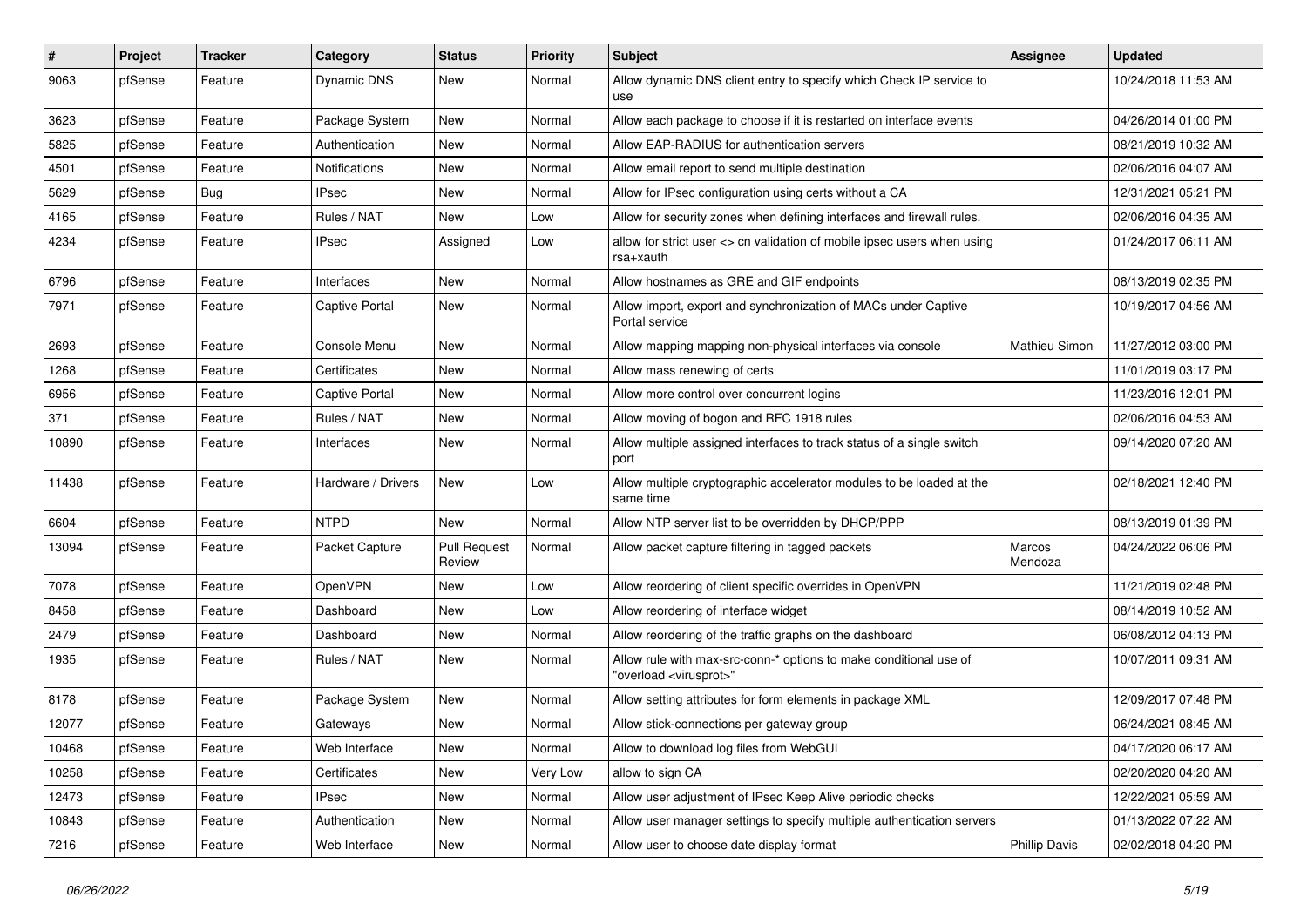| # | Project | Tracker | Category | Status | Priority | Subject | Assignee | Updated |
|---|---|---|---|---|---|---|---|---|
| 9063 | pfSense | Feature | Dynamic DNS | New | Normal | Allow dynamic DNS client entry to specify which Check IP service to use | | 10/24/2018 11:53 AM |
| 3623 | pfSense | Feature | Package System | New | Normal | Allow each package to choose if it is restarted on interface events | | 04/26/2014 01:00 PM |
| 5825 | pfSense | Feature | Authentication | New | Normal | Allow EAP-RADIUS for authentication servers | | 08/21/2019 10:32 AM |
| 4501 | pfSense | Feature | Notifications | New | Normal | Allow email report to send multiple destination | | 02/06/2016 04:07 AM |
| 5629 | pfSense | Bug | IPsec | New | Normal | Allow for IPsec configuration using certs without a CA | | 12/31/2021 05:21 PM |
| 4165 | pfSense | Feature | Rules / NAT | New | Low | Allow for security zones when defining interfaces and firewall rules. | | 02/06/2016 04:35 AM |
| 4234 | pfSense | Feature | IPsec | Assigned | Low | allow for strict user <> cn validation of mobile ipsec users when using rsa+xauth | | 01/24/2017 06:11 AM |
| 6796 | pfSense | Feature | Interfaces | New | Normal | Allow hostnames as GRE and GIF endpoints | | 08/13/2019 02:35 PM |
| 7971 | pfSense | Feature | Captive Portal | New | Normal | Allow import, export and synchronization of MACs under Captive Portal service | | 10/19/2017 04:56 AM |
| 2693 | pfSense | Feature | Console Menu | New | Normal | Allow mapping mapping non-physical interfaces via console | Mathieu Simon | 11/27/2012 03:00 PM |
| 1268 | pfSense | Feature | Certificates | New | Normal | Allow mass renewing of certs | | 11/01/2019 03:17 PM |
| 6956 | pfSense | Feature | Captive Portal | New | Normal | Allow more control over concurrent logins | | 11/23/2016 12:01 PM |
| 371 | pfSense | Feature | Rules / NAT | New | Normal | Allow moving of bogon and RFC 1918 rules | | 02/06/2016 04:53 AM |
| 10890 | pfSense | Feature | Interfaces | New | Normal | Allow multiple assigned interfaces to track status of a single switch port | | 09/14/2020 07:20 AM |
| 11438 | pfSense | Feature | Hardware / Drivers | New | Low | Allow multiple cryptographic accelerator modules to be loaded at the same time | | 02/18/2021 12:40 PM |
| 6604 | pfSense | Feature | NTPD | New | Normal | Allow NTP server list to be overridden by DHCP/PPP | | 08/13/2019 01:39 PM |
| 13094 | pfSense | Feature | Packet Capture | Pull Request Review | Normal | Allow packet capture filtering in tagged packets | Marcos Mendoza | 04/24/2022 06:06 PM |
| 7078 | pfSense | Feature | OpenVPN | New | Low | Allow reordering of client specific overrides in OpenVPN | | 11/21/2019 02:48 PM |
| 8458 | pfSense | Feature | Dashboard | New | Low | Allow reordering of interface widget | | 08/14/2019 10:52 AM |
| 2479 | pfSense | Feature | Dashboard | New | Normal | Allow reordering of the traffic graphs on the dashboard | | 06/08/2012 04:13 PM |
| 1935 | pfSense | Feature | Rules / NAT | New | Normal | Allow rule with max-src-conn-* options to make conditional use of "overload <virusprot>" | | 10/07/2011 09:31 AM |
| 8178 | pfSense | Feature | Package System | New | Normal | Allow setting attributes for form elements in package XML | | 12/09/2017 07:48 PM |
| 12077 | pfSense | Feature | Gateways | New | Normal | Allow stick-connections per gateway group | | 06/24/2021 08:45 AM |
| 10468 | pfSense | Feature | Web Interface | New | Normal | Allow to download log files from WebGUI | | 04/17/2020 06:17 AM |
| 10258 | pfSense | Feature | Certificates | New | Very Low | allow to sign CA | | 02/20/2020 04:20 AM |
| 12473 | pfSense | Feature | IPsec | New | Normal | Allow user adjustment of IPsec Keep Alive periodic checks | | 12/22/2021 05:59 AM |
| 10843 | pfSense | Feature | Authentication | New | Normal | Allow user manager settings to specify multiple authentication servers | | 01/13/2022 07:22 AM |
| 7216 | pfSense | Feature | Web Interface | New | Normal | Allow user to choose date display format | Phillip Davis | 02/02/2018 04:20 PM |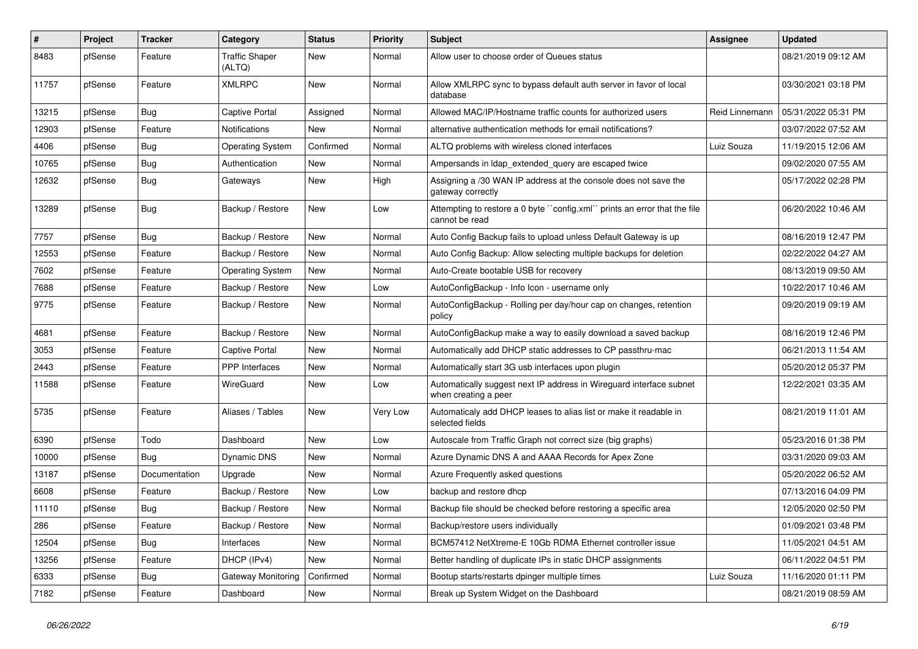| # | Project | Tracker | Category | Status | Priority | Subject | Assignee | Updated |
|---|---|---|---|---|---|---|---|---|
| 8483 | pfSense | Feature | Traffic Shaper (ALTQ) | New | Normal | Allow user to choose order of Queues status | | 08/21/2019 09:12 AM |
| 11757 | pfSense | Feature | XMLRPC | New | Normal | Allow XMLRPC sync to bypass default auth server in favor of local database | | 03/30/2021 03:18 PM |
| 13215 | pfSense | Bug | Captive Portal | Assigned | Normal | Allowed MAC/IP/Hostname traffic counts for authorized users | Reid Linnemann | 05/31/2022 05:31 PM |
| 12903 | pfSense | Feature | Notifications | New | Normal | alternative authentication methods for email notifications? | | 03/07/2022 07:52 AM |
| 4406 | pfSense | Bug | Operating System | Confirmed | Normal | ALTQ problems with wireless cloned interfaces | Luiz Souza | 11/19/2015 12:06 AM |
| 10765 | pfSense | Bug | Authentication | New | Normal | Ampersands in ldap_extended_query are escaped twice | | 09/02/2020 07:55 AM |
| 12632 | pfSense | Bug | Gateways | New | High | Assigning a /30 WAN IP address at the console does not save the gateway correctly | | 05/17/2022 02:28 PM |
| 13289 | pfSense | Bug | Backup / Restore | New | Low | Attempting to restore a 0 byte ``config.xml`` prints an error that the file cannot be read | | 06/20/2022 10:46 AM |
| 7757 | pfSense | Bug | Backup / Restore | New | Normal | Auto Config Backup fails to upload unless Default Gateway is up | | 08/16/2019 12:47 PM |
| 12553 | pfSense | Feature | Backup / Restore | New | Normal | Auto Config Backup: Allow selecting multiple backups for deletion | | 02/22/2022 04:27 AM |
| 7602 | pfSense | Feature | Operating System | New | Normal | Auto-Create bootable USB for recovery | | 08/13/2019 09:50 AM |
| 7688 | pfSense | Feature | Backup / Restore | New | Low | AutoConfigBackup - Info Icon - username only | | 10/22/2017 10:46 AM |
| 9775 | pfSense | Feature | Backup / Restore | New | Normal | AutoConfigBackup - Rolling per day/hour cap on changes, retention policy | | 09/20/2019 09:19 AM |
| 4681 | pfSense | Feature | Backup / Restore | New | Normal | AutoConfigBackup make a way to easily download a saved backup | | 08/16/2019 12:46 PM |
| 3053 | pfSense | Feature | Captive Portal | New | Normal | Automatically add DHCP static addresses to CP passthru-mac | | 06/21/2013 11:54 AM |
| 2443 | pfSense | Feature | PPP Interfaces | New | Normal | Automatically start 3G usb interfaces upon plugin | | 05/20/2012 05:37 PM |
| 11588 | pfSense | Feature | WireGuard | New | Low | Automatically suggest next IP address in Wireguard interface subnet when creating a peer | | 12/22/2021 03:35 AM |
| 5735 | pfSense | Feature | Aliases / Tables | New | Very Low | Automaticaly add DHCP leases to alias list or make it readable in selected fields | | 08/21/2019 11:01 AM |
| 6390 | pfSense | Todo | Dashboard | New | Low | Autoscale from Traffic Graph not correct size (big graphs) | | 05/23/2016 01:38 PM |
| 10000 | pfSense | Bug | Dynamic DNS | New | Normal | Azure Dynamic DNS A and AAAA Records for Apex Zone | | 03/31/2020 09:03 AM |
| 13187 | pfSense | Documentation | Upgrade | New | Normal | Azure Frequently asked questions | | 05/20/2022 06:52 AM |
| 6608 | pfSense | Feature | Backup / Restore | New | Low | backup and restore dhcp | | 07/13/2016 04:09 PM |
| 11110 | pfSense | Bug | Backup / Restore | New | Normal | Backup file should be checked before restoring a specific area | | 12/05/2020 02:50 PM |
| 286 | pfSense | Feature | Backup / Restore | New | Normal | Backup/restore users individually | | 01/09/2021 03:48 PM |
| 12504 | pfSense | Bug | Interfaces | New | Normal | BCM57412 NetXtreme-E 10Gb RDMA Ethernet controller issue | | 11/05/2021 04:51 AM |
| 13256 | pfSense | Feature | DHCP (IPv4) | New | Normal | Better handling of duplicate IPs in static DHCP assignments | | 06/11/2022 04:51 PM |
| 6333 | pfSense | Bug | Gateway Monitoring | Confirmed | Normal | Bootup starts/restarts dpinger multiple times | Luiz Souza | 11/16/2020 01:11 PM |
| 7182 | pfSense | Feature | Dashboard | New | Normal | Break up System Widget on the Dashboard | | 08/21/2019 08:59 AM |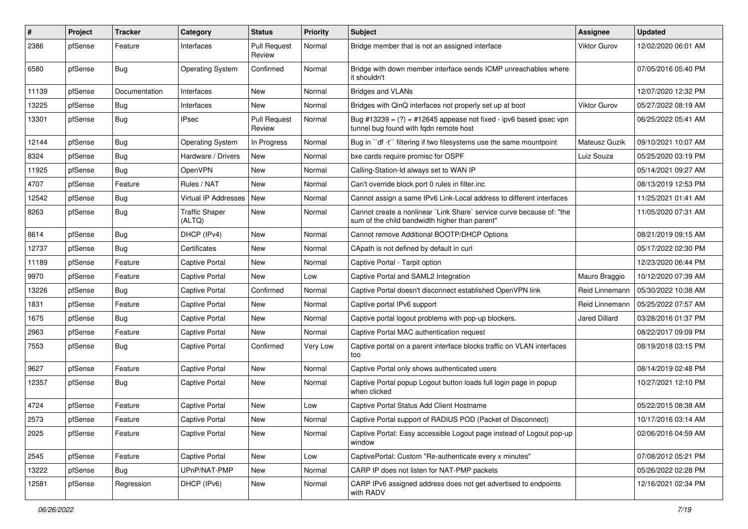| # | Project | Tracker | Category | Status | Priority | Subject | Assignee | Updated |
|---|---|---|---|---|---|---|---|---|
| 2386 | pfSense | Feature | Interfaces | Pull Request Review | Normal | Bridge member that is not an assigned interface | Viktor Gurov | 12/02/2020 06:01 AM |
| 6580 | pfSense | Bug | Operating System | Confirmed | Normal | Bridge with down member interface sends ICMP unreachables where it shouldn't | | 07/05/2016 05:40 PM |
| 11139 | pfSense | Documentation | Interfaces | New | Normal | Bridges and VLANs | | 12/07/2020 12:32 PM |
| 13225 | pfSense | Bug | Interfaces | New | Normal | Bridges with QinQ interfaces not properly set up at boot | Viktor Gurov | 05/27/2022 08:19 AM |
| 13301 | pfSense | Bug | IPsec | Pull Request Review | Normal | Bug #13239 = (?) = #12645 appease not fixed - ipv6 based ipsec vpn tunnel bug found with fqdn remote host | | 06/25/2022 05:41 AM |
| 12144 | pfSense | Bug | Operating System | In Progress | Normal | Bug in ``df -t`` filtering if two filesystems use the same mountpoint | Mateusz Guzik | 09/10/2021 10:07 AM |
| 8324 | pfSense | Bug | Hardware / Drivers | New | Normal | bxe cards require promisc for OSPF | Luiz Souza | 05/25/2020 03:19 PM |
| 11925 | pfSense | Bug | OpenVPN | New | Normal | Calling-Station-Id always set to WAN IP | | 05/14/2021 09:27 AM |
| 4707 | pfSense | Feature | Rules / NAT | New | Normal | Can't override block port 0 rules in filter.inc | | 08/13/2019 12:53 PM |
| 12542 | pfSense | Bug | Virtual IP Addresses | New | Normal | Cannot assign a same IPv6 Link-Local address to different interfaces | | 11/25/2021 01:41 AM |
| 8263 | pfSense | Bug | Traffic Shaper (ALTQ) | New | Normal | Cannot create a nonlinear `Link Share` service curve because of: "the sum of the child bandwidth higher than parent" | | 11/05/2020 07:31 AM |
| 8614 | pfSense | Bug | DHCP (IPv4) | New | Normal | Cannot remove Additional BOOTP/DHCP Options | | 08/21/2019 09:15 AM |
| 12737 | pfSense | Bug | Certificates | New | Normal | CApath is not defined by default in curl | | 05/17/2022 02:30 PM |
| 11189 | pfSense | Feature | Captive Portal | New | Normal | Captive Portal - Tarpit option | | 12/23/2020 06:44 PM |
| 9970 | pfSense | Feature | Captive Portal | New | Low | Captive Portal and SAML2 Integration | Mauro Braggio | 10/12/2020 07:39 AM |
| 13226 | pfSense | Bug | Captive Portal | Confirmed | Normal | Captive Portal doesn't disconnect established OpenVPN link | Reid Linnemann | 05/30/2022 10:38 AM |
| 1831 | pfSense | Feature | Captive Portal | New | Normal | Captive portal IPv6 support | Reid Linnemann | 05/25/2022 07:57 AM |
| 1675 | pfSense | Bug | Captive Portal | New | Normal | Captive portal logout problems with pop-up blockers. | Jared Dillard | 03/28/2016 01:37 PM |
| 2963 | pfSense | Feature | Captive Portal | New | Normal | Captive Portal MAC authentication request | | 08/22/2017 09:09 PM |
| 7553 | pfSense | Bug | Captive Portal | Confirmed | Very Low | Captive portal on a parent interface blocks traffic on VLAN interfaces too | | 08/19/2018 03:15 PM |
| 9627 | pfSense | Feature | Captive Portal | New | Normal | Captive Portal only shows authenticated users | | 08/14/2019 02:48 PM |
| 12357 | pfSense | Bug | Captive Portal | New | Normal | Captive Portal popup Logout button loads full login page in popup when clicked | | 10/27/2021 12:10 PM |
| 4724 | pfSense | Feature | Captive Portal | New | Low | Captive Portal Status Add Client Hostname | | 05/22/2015 08:38 AM |
| 2573 | pfSense | Feature | Captive Portal | New | Normal | Captive Portal support of RADIUS POD (Packet of Disconnect) | | 10/17/2016 03:14 AM |
| 2025 | pfSense | Feature | Captive Portal | New | Normal | Captive Portal: Easy accessible Logout page instead of Logout pop-up window | | 02/06/2016 04:59 AM |
| 2545 | pfSense | Feature | Captive Portal | New | Low | CaptivePortal: Custom "Re-authenticate every x minutes" | | 07/08/2012 05:21 PM |
| 13222 | pfSense | Bug | UPnP/NAT-PMP | New | Normal | CARP IP does not listen for NAT-PMP packets | | 05/26/2022 02:28 PM |
| 12581 | pfSense | Regression | DHCP (IPv6) | New | Normal | CARP IPv6 assigned address does not get advertised to endpoints with RADV | | 12/16/2021 02:34 PM |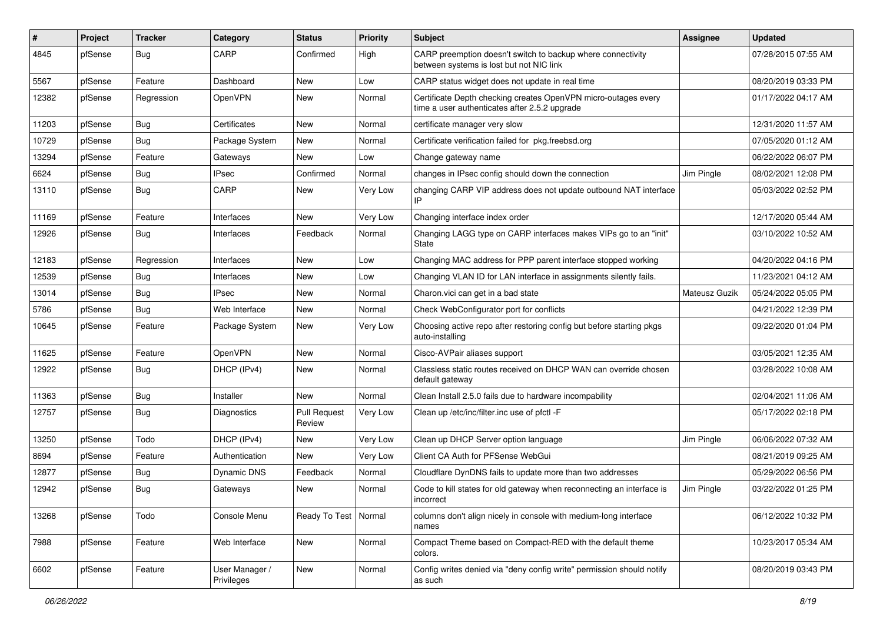| # | Project | Tracker | Category | Status | Priority | Subject | Assignee | Updated |
|---|---|---|---|---|---|---|---|---|
| 4845 | pfSense | Bug | CARP | Confirmed | High | CARP preemption doesn't switch to backup where connectivity between systems is lost but not NIC link | | 07/28/2015 07:55 AM |
| 5567 | pfSense | Feature | Dashboard | New | Low | CARP status widget does not update in real time | | 08/20/2019 03:33 PM |
| 12382 | pfSense | Regression | OpenVPN | New | Normal | Certificate Depth checking creates OpenVPN micro-outages every time a user authenticates after 2.5.2 upgrade | | 01/17/2022 04:17 AM |
| 11203 | pfSense | Bug | Certificates | New | Normal | certificate manager very slow | | 12/31/2020 11:57 AM |
| 10729 | pfSense | Bug | Package System | New | Normal | Certificate verification failed for pkg.freebsd.org | | 07/05/2020 01:12 AM |
| 13294 | pfSense | Feature | Gateways | New | Low | Change gateway name | | 06/22/2022 06:07 PM |
| 6624 | pfSense | Bug | IPsec | Confirmed | Normal | changes in IPsec config should down the connection | Jim Pingle | 08/02/2021 12:08 PM |
| 13110 | pfSense | Bug | CARP | New | Very Low | changing CARP VIP address does not update outbound NAT interface IP | | 05/03/2022 02:52 PM |
| 11169 | pfSense | Feature | Interfaces | New | Very Low | Changing interface index order | | 12/17/2020 05:44 AM |
| 12926 | pfSense | Bug | Interfaces | Feedback | Normal | Changing LAGG type on CARP interfaces makes VIPs go to an "init" State | | 03/10/2022 10:52 AM |
| 12183 | pfSense | Regression | Interfaces | New | Low | Changing MAC address for PPP parent interface stopped working | | 04/20/2022 04:16 PM |
| 12539 | pfSense | Bug | Interfaces | New | Low | Changing VLAN ID for LAN interface in assignments silently fails. | | 11/23/2021 04:12 AM |
| 13014 | pfSense | Bug | IPsec | New | Normal | Charon.vici can get in a bad state | Mateusz Guzik | 05/24/2022 05:05 PM |
| 5786 | pfSense | Bug | Web Interface | New | Normal | Check WebConfigurator port for conflicts | | 04/21/2022 12:39 PM |
| 10645 | pfSense | Feature | Package System | New | Very Low | Choosing active repo after restoring config but before starting pkgs auto-installing | | 09/22/2020 01:04 PM |
| 11625 | pfSense | Feature | OpenVPN | New | Normal | Cisco-AVPair aliases support | | 03/05/2021 12:35 AM |
| 12922 | pfSense | Bug | DHCP (IPv4) | New | Normal | Classless static routes received on DHCP WAN can override chosen default gateway | | 03/28/2022 10:08 AM |
| 11363 | pfSense | Bug | Installer | New | Normal | Clean Install 2.5.0 fails due to hardware incompability | | 02/04/2021 11:06 AM |
| 12757 | pfSense | Bug | Diagnostics | Pull Request Review | Very Low | Clean up /etc/inc/filter.inc use of pfctl -F | | 05/17/2022 02:18 PM |
| 13250 | pfSense | Todo | DHCP (IPv4) | New | Very Low | Clean up DHCP Server option language | Jim Pingle | 06/06/2022 07:32 AM |
| 8694 | pfSense | Feature | Authentication | New | Very Low | Client CA Auth for PFSense WebGui | | 08/21/2019 09:25 AM |
| 12877 | pfSense | Bug | Dynamic DNS | Feedback | Normal | Cloudflare DynDNS fails to update more than two addresses | | 05/29/2022 06:56 PM |
| 12942 | pfSense | Bug | Gateways | New | Normal | Code to kill states for old gateway when reconnecting an interface is incorrect | Jim Pingle | 03/22/2022 01:25 PM |
| 13268 | pfSense | Todo | Console Menu | Ready To Test | Normal | columns don't align nicely in console with medium-long interface names | | 06/12/2022 10:32 PM |
| 7988 | pfSense | Feature | Web Interface | New | Normal | Compact Theme based on Compact-RED with the default theme colors. | | 10/23/2017 05:34 AM |
| 6602 | pfSense | Feature | User Manager / Privileges | New | Normal | Config writes denied via "deny config write" permission should notify as such | | 08/20/2019 03:43 PM |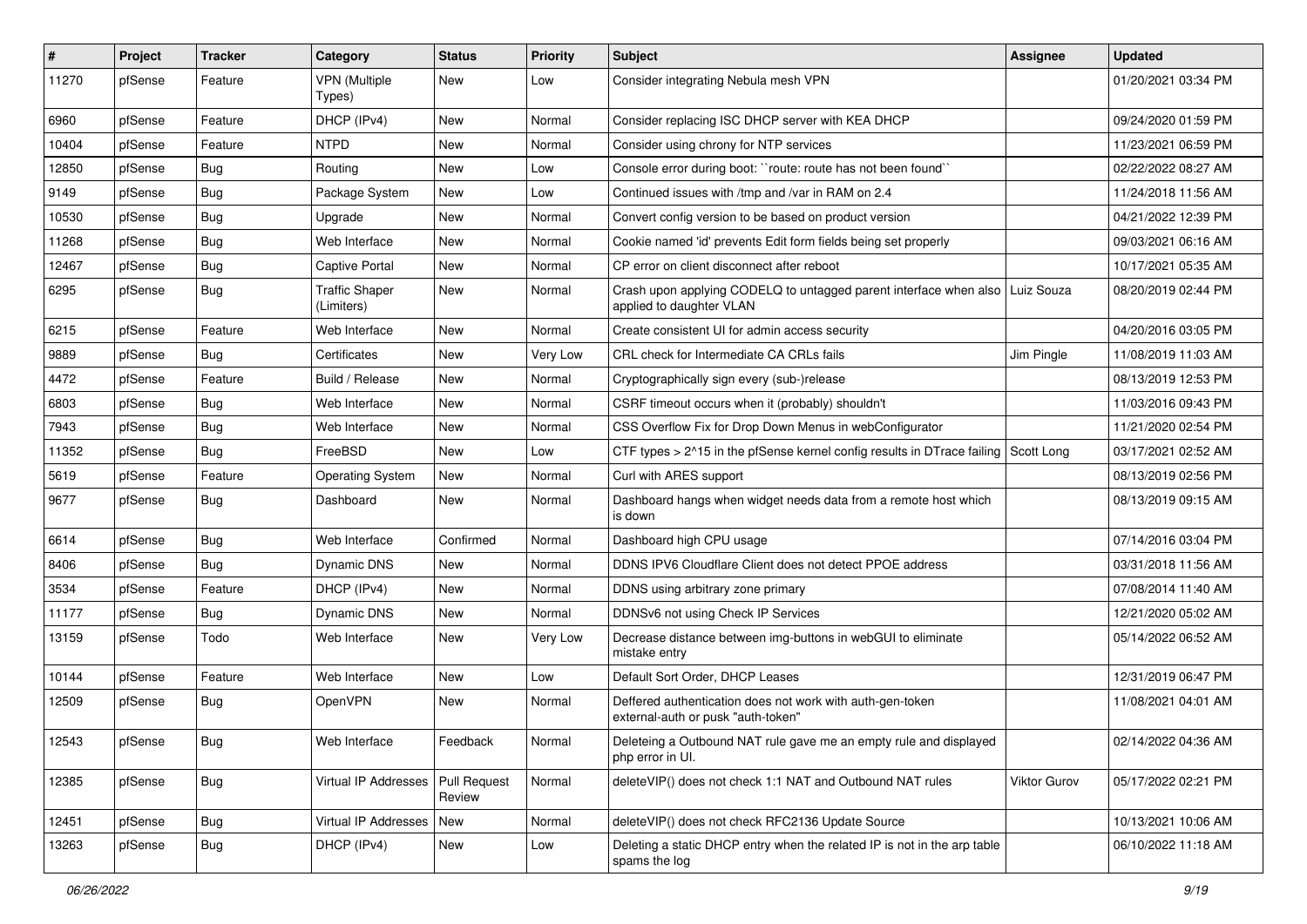| # | Project | Tracker | Category | Status | Priority | Subject | Assignee | Updated |
|---|---|---|---|---|---|---|---|---|
| 11270 | pfSense | Feature | VPN (Multiple Types) | New | Low | Consider integrating Nebula mesh VPN | | 01/20/2021 03:34 PM |
| 6960 | pfSense | Feature | DHCP (IPv4) | New | Normal | Consider replacing ISC DHCP server with KEA DHCP | | 09/24/2020 01:59 PM |
| 10404 | pfSense | Feature | NTPD | New | Normal | Consider using chrony for NTP services | | 11/23/2021 06:59 PM |
| 12850 | pfSense | Bug | Routing | New | Low | Console error during boot: ``route: route has not been found`` | | 02/22/2022 08:27 AM |
| 9149 | pfSense | Bug | Package System | New | Low | Continued issues with /tmp and /var in RAM on 2.4 | | 11/24/2018 11:56 AM |
| 10530 | pfSense | Bug | Upgrade | New | Normal | Convert config version to be based on product version | | 04/21/2022 12:39 PM |
| 11268 | pfSense | Bug | Web Interface | New | Normal | Cookie named 'id' prevents Edit form fields being set properly | | 09/03/2021 06:16 AM |
| 12467 | pfSense | Bug | Captive Portal | New | Normal | CP error on client disconnect after reboot | | 10/17/2021 05:35 AM |
| 6295 | pfSense | Bug | Traffic Shaper (Limiters) | New | Normal | Crash upon applying CODELQ to untagged parent interface when also applied to daughter VLAN | Luiz Souza | 08/20/2019 02:44 PM |
| 6215 | pfSense | Feature | Web Interface | New | Normal | Create consistent UI for admin access security | | 04/20/2016 03:05 PM |
| 9889 | pfSense | Bug | Certificates | New | Very Low | CRL check for Intermediate CA CRLs fails | Jim Pingle | 11/08/2019 11:03 AM |
| 4472 | pfSense | Feature | Build / Release | New | Normal | Cryptographically sign every (sub-)release | | 08/13/2019 12:53 PM |
| 6803 | pfSense | Bug | Web Interface | New | Normal | CSRF timeout occurs when it (probably) shouldn't | | 11/03/2016 09:43 PM |
| 7943 | pfSense | Bug | Web Interface | New | Normal | CSS Overflow Fix for Drop Down Menus in webConfigurator | | 11/21/2020 02:54 PM |
| 11352 | pfSense | Bug | FreeBSD | New | Low | CTF types > 2^15 in the pfSense kernel config results in DTrace failing | Scott Long | 03/17/2021 02:52 AM |
| 5619 | pfSense | Feature | Operating System | New | Normal | Curl with ARES support | | 08/13/2019 02:56 PM |
| 9677 | pfSense | Bug | Dashboard | New | Normal | Dashboard hangs when widget needs data from a remote host which is down | | 08/13/2019 09:15 AM |
| 6614 | pfSense | Bug | Web Interface | Confirmed | Normal | Dashboard high CPU usage | | 07/14/2016 03:04 PM |
| 8406 | pfSense | Bug | Dynamic DNS | New | Normal | DDNS IPV6 Cloudflare Client does not detect PPOE address | | 03/31/2018 11:56 AM |
| 3534 | pfSense | Feature | DHCP (IPv4) | New | Normal | DDNS using arbitrary zone primary | | 07/08/2014 11:40 AM |
| 11177 | pfSense | Bug | Dynamic DNS | New | Normal | DDNSv6 not using Check IP Services | | 12/21/2020 05:02 AM |
| 13159 | pfSense | Todo | Web Interface | New | Very Low | Decrease distance between img-buttons in webGUI to eliminate mistake entry | | 05/14/2022 06:52 AM |
| 10144 | pfSense | Feature | Web Interface | New | Low | Default Sort Order, DHCP Leases | | 12/31/2019 06:47 PM |
| 12509 | pfSense | Bug | OpenVPN | New | Normal | Deffered authentication does not work with auth-gen-token external-auth or pusk "auth-token" | | 11/08/2021 04:01 AM |
| 12543 | pfSense | Bug | Web Interface | Feedback | Normal | Deleteing a Outbound NAT rule gave me an empty rule and displayed php error in UI. | | 02/14/2022 04:36 AM |
| 12385 | pfSense | Bug | Virtual IP Addresses | Pull Request Review | Normal | deleteVIP() does not check 1:1 NAT and Outbound NAT rules | Viktor Gurov | 05/17/2022 02:21 PM |
| 12451 | pfSense | Bug | Virtual IP Addresses | New | Normal | deleteVIP() does not check RFC2136 Update Source | | 10/13/2021 10:06 AM |
| 13263 | pfSense | Bug | DHCP (IPv4) | New | Low | Deleting a static DHCP entry when the related IP is not in the arp table spams the log | | 06/10/2022 11:18 AM |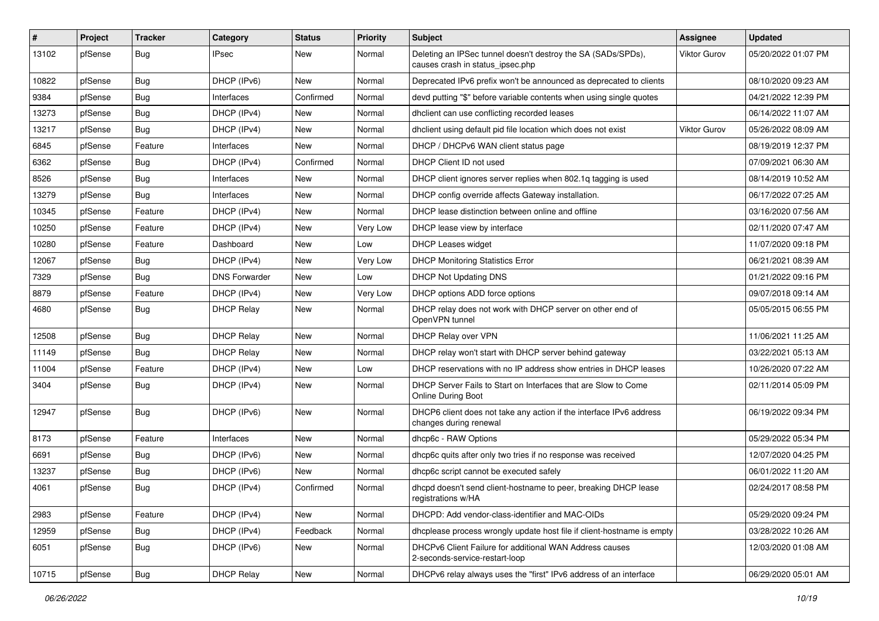| # | Project | Tracker | Category | Status | Priority | Subject | Assignee | Updated |
|---|---|---|---|---|---|---|---|---|
| 13102 | pfSense | Bug | IPsec | New | Normal | Deleting an IPSec tunnel doesn't destroy the SA (SADs/SPDs), causes crash in status_ipsec.php | Viktor Gurov | 05/20/2022 01:07 PM |
| 10822 | pfSense | Bug | DHCP (IPv6) | New | Normal | Deprecated IPv6 prefix won't be announced as deprecated to clients | | 08/10/2020 09:23 AM |
| 9384 | pfSense | Bug | Interfaces | Confirmed | Normal | devd putting "$" before variable contents when using single quotes | | 04/21/2022 12:39 PM |
| 13273 | pfSense | Bug | DHCP (IPv4) | New | Normal | dhclient can use conflicting recorded leases | | 06/14/2022 11:07 AM |
| 13217 | pfSense | Bug | DHCP (IPv4) | New | Normal | dhclient using default pid file location which does not exist | Viktor Gurov | 05/26/2022 08:09 AM |
| 6845 | pfSense | Feature | Interfaces | New | Normal | DHCP / DHCPv6 WAN client status page | | 08/19/2019 12:37 PM |
| 6362 | pfSense | Bug | DHCP (IPv4) | Confirmed | Normal | DHCP Client ID not used | | 07/09/2021 06:30 AM |
| 8526 | pfSense | Bug | Interfaces | New | Normal | DHCP client ignores server replies when 802.1q tagging is used | | 08/14/2019 10:52 AM |
| 13279 | pfSense | Bug | Interfaces | New | Normal | DHCP config override affects Gateway installation. | | 06/17/2022 07:25 AM |
| 10345 | pfSense | Feature | DHCP (IPv4) | New | Normal | DHCP lease distinction between online and offline | | 03/16/2020 07:56 AM |
| 10250 | pfSense | Feature | DHCP (IPv4) | New | Very Low | DHCP lease view by interface | | 02/11/2020 07:47 AM |
| 10280 | pfSense | Feature | Dashboard | New | Low | DHCP Leases widget | | 11/07/2020 09:18 PM |
| 12067 | pfSense | Bug | DHCP (IPv4) | New | Very Low | DHCP Monitoring Statistics Error | | 06/21/2021 08:39 AM |
| 7329 | pfSense | Bug | DNS Forwarder | New | Low | DHCP Not Updating DNS | | 01/21/2022 09:16 PM |
| 8879 | pfSense | Feature | DHCP (IPv4) | New | Very Low | DHCP options ADD force options | | 09/07/2018 09:14 AM |
| 4680 | pfSense | Bug | DHCP Relay | New | Normal | DHCP relay does not work with DHCP server on other end of OpenVPN tunnel | | 05/05/2015 06:55 PM |
| 12508 | pfSense | Bug | DHCP Relay | New | Normal | DHCP Relay over VPN | | 11/06/2021 11:25 AM |
| 11149 | pfSense | Bug | DHCP Relay | New | Normal | DHCP relay won't start with DHCP server behind gateway | | 03/22/2021 05:13 AM |
| 11004 | pfSense | Feature | DHCP (IPv4) | New | Low | DHCP reservations with no IP address show entries in DHCP leases | | 10/26/2020 07:22 AM |
| 3404 | pfSense | Bug | DHCP (IPv4) | New | Normal | DHCP Server Fails to Start on Interfaces that are Slow to Come Online During Boot | | 02/11/2014 05:09 PM |
| 12947 | pfSense | Bug | DHCP (IPv6) | New | Normal | DHCP6 client does not take any action if the interface IPv6 address changes during renewal | | 06/19/2022 09:34 PM |
| 8173 | pfSense | Feature | Interfaces | New | Normal | dhcp6c - RAW Options | | 05/29/2022 05:34 PM |
| 6691 | pfSense | Bug | DHCP (IPv6) | New | Normal | dhcp6c quits after only two tries if no response was received | | 12/07/2020 04:25 PM |
| 13237 | pfSense | Bug | DHCP (IPv6) | New | Normal | dhcp6c script cannot be executed safely | | 06/01/2022 11:20 AM |
| 4061 | pfSense | Bug | DHCP (IPv4) | Confirmed | Normal | dhcpd doesn't send client-hostname to peer, breaking DHCP lease registrations w/HA | | 02/24/2017 08:58 PM |
| 2983 | pfSense | Feature | DHCP (IPv4) | New | Normal | DHCPD: Add vendor-class-identifier and MAC-OIDs | | 05/29/2020 09:24 PM |
| 12959 | pfSense | Bug | DHCP (IPv4) | Feedback | Normal | dhcplease process wrongly update host file if client-hostname is empty | | 03/28/2022 10:26 AM |
| 6051 | pfSense | Bug | DHCP (IPv6) | New | Normal | DHCPv6 Client Failure for additional WAN Address causes 2-seconds-service-restart-loop | | 12/03/2020 01:08 AM |
| 10715 | pfSense | Bug | DHCP Relay | New | Normal | DHCPv6 relay always uses the "first" IPv6 address of an interface | | 06/29/2020 05:01 AM |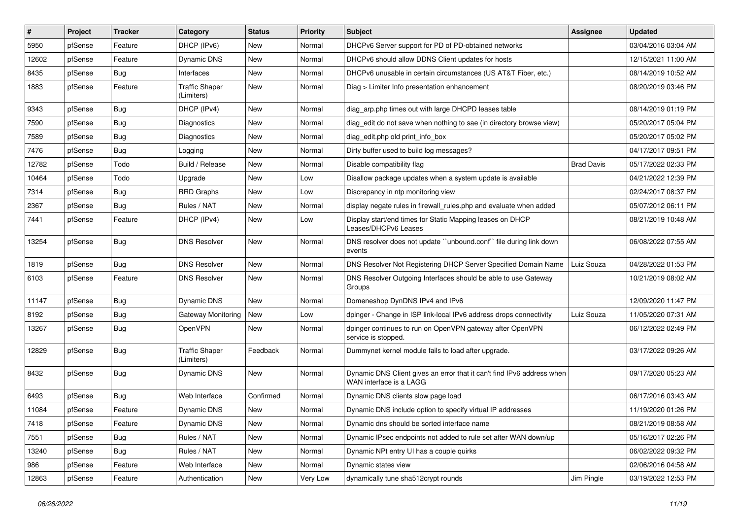| # | Project | Tracker | Category | Status | Priority | Subject | Assignee | Updated |
|---|---|---|---|---|---|---|---|---|
| 5950 | pfSense | Feature | DHCP (IPv6) | New | Normal | DHCPv6 Server support for PD of PD-obtained networks | | 03/04/2016 03:04 AM |
| 12602 | pfSense | Feature | Dynamic DNS | New | Normal | DHCPv6 should allow DDNS Client updates for hosts | | 12/15/2021 11:00 AM |
| 8435 | pfSense | Bug | Interfaces | New | Normal | DHCPv6 unusable in certain circumstances (US AT&T Fiber, etc.) | | 08/14/2019 10:52 AM |
| 1883 | pfSense | Feature | Traffic Shaper (Limiters) | New | Normal | Diag > Limiter Info presentation enhancement | | 08/20/2019 03:46 PM |
| 9343 | pfSense | Bug | DHCP (IPv4) | New | Normal | diag_arp.php times out with large DHCPD leases table | | 08/14/2019 01:19 PM |
| 7590 | pfSense | Bug | Diagnostics | New | Normal | diag_edit do not save when nothing to sae (in directory browse view) | | 05/20/2017 05:04 PM |
| 7589 | pfSense | Bug | Diagnostics | New | Normal | diag_edit.php old print_info_box | | 05/20/2017 05:02 PM |
| 7476 | pfSense | Bug | Logging | New | Normal | Dirty buffer used to build log messages? | | 04/17/2017 09:51 PM |
| 12782 | pfSense | Todo | Build / Release | New | Normal | Disable compatibility flag | Brad Davis | 05/17/2022 02:33 PM |
| 10464 | pfSense | Todo | Upgrade | New | Low | Disallow package updates when a system update is available | | 04/21/2022 12:39 PM |
| 7314 | pfSense | Bug | RRD Graphs | New | Low | Discrepancy in ntp monitoring view | | 02/24/2017 08:37 PM |
| 2367 | pfSense | Bug | Rules / NAT | New | Normal | display negate rules in firewall_rules.php and evaluate when added | | 05/07/2012 06:11 PM |
| 7441 | pfSense | Feature | DHCP (IPv4) | New | Low | Display start/end times for Static Mapping leases on DHCP Leases/DHCPv6 Leases | | 08/21/2019 10:48 AM |
| 13254 | pfSense | Bug | DNS Resolver | New | Normal | DNS resolver does not update ``unbound.conf`` file during link down events | | 06/08/2022 07:55 AM |
| 1819 | pfSense | Bug | DNS Resolver | New | Normal | DNS Resolver Not Registering DHCP Server Specified Domain Name | Luiz Souza | 04/28/2022 01:53 PM |
| 6103 | pfSense | Feature | DNS Resolver | New | Normal | DNS Resolver Outgoing Interfaces should be able to use Gateway Groups | | 10/21/2019 08:02 AM |
| 11147 | pfSense | Bug | Dynamic DNS | New | Normal | Domeneshop DynDNS IPv4 and IPv6 | | 12/09/2020 11:47 PM |
| 8192 | pfSense | Bug | Gateway Monitoring | New | Low | dpinger - Change in ISP link-local IPv6 address drops connectivity | Luiz Souza | 11/05/2020 07:31 AM |
| 13267 | pfSense | Bug | OpenVPN | New | Normal | dpinger continues to run on OpenVPN gateway after OpenVPN service is stopped. | | 06/12/2022 02:49 PM |
| 12829 | pfSense | Bug | Traffic Shaper (Limiters) | Feedback | Normal | Dummynet kernel module fails to load after upgrade. | | 03/17/2022 09:26 AM |
| 8432 | pfSense | Bug | Dynamic DNS | New | Normal | Dynamic DNS Client gives an error that it can't find IPv6 address when WAN interface is a LAGG | | 09/17/2020 05:23 AM |
| 6493 | pfSense | Bug | Web Interface | Confirmed | Normal | Dynamic DNS clients slow page load | | 06/17/2016 03:43 AM |
| 11084 | pfSense | Feature | Dynamic DNS | New | Normal | Dynamic DNS include option to specify virtual IP addresses | | 11/19/2020 01:26 PM |
| 7418 | pfSense | Feature | Dynamic DNS | New | Normal | Dynamic dns should be sorted interface name | | 08/21/2019 08:58 AM |
| 7551 | pfSense | Bug | Rules / NAT | New | Normal | Dynamic IPsec endpoints not added to rule set after WAN down/up | | 05/16/2017 02:26 PM |
| 13240 | pfSense | Bug | Rules / NAT | New | Normal | Dynamic NPt entry UI has a couple quirks | | 06/02/2022 09:32 PM |
| 986 | pfSense | Feature | Web Interface | New | Normal | Dynamic states view | | 02/06/2016 04:58 AM |
| 12863 | pfSense | Feature | Authentication | New | Very Low | dynamically tune sha512crypt rounds | Jim Pingle | 03/19/2022 12:53 PM |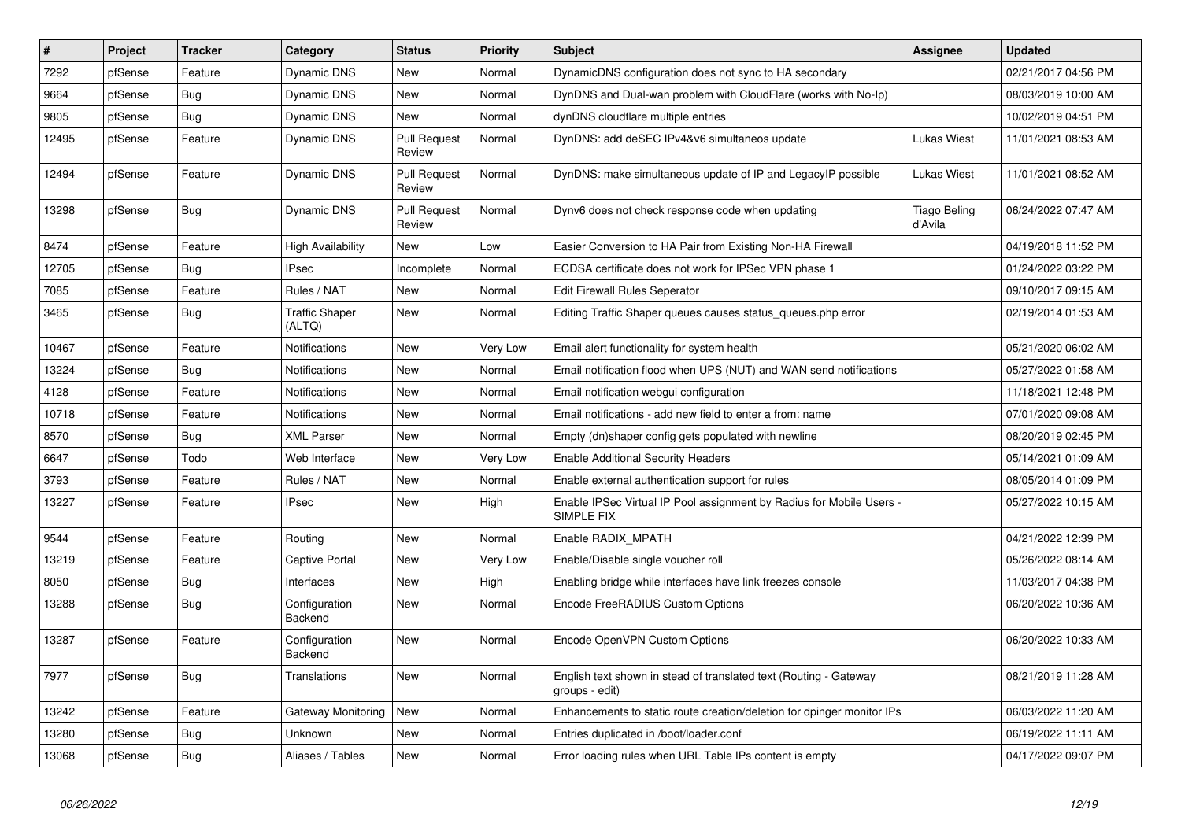| # | Project | Tracker | Category | Status | Priority | Subject | Assignee | Updated |
|---|---|---|---|---|---|---|---|---|
| 7292 | pfSense | Feature | Dynamic DNS | New | Normal | DynamicDNS configuration does not sync to HA secondary | | 02/21/2017 04:56 PM |
| 9664 | pfSense | Bug | Dynamic DNS | New | Normal | DynDNS and Dual-wan problem with CloudFlare (works with No-Ip) | | 08/03/2019 10:00 AM |
| 9805 | pfSense | Bug | Dynamic DNS | New | Normal | dynDNS cloudflare multiple entries | | 10/02/2019 04:51 PM |
| 12495 | pfSense | Feature | Dynamic DNS | Pull Request Review | Normal | DynDNS: add deSEC IPv4&v6 simultaneos update | Lukas Wiest | 11/01/2021 08:53 AM |
| 12494 | pfSense | Feature | Dynamic DNS | Pull Request Review | Normal | DynDNS: make simultaneous update of IP and LegacyIP possible | Lukas Wiest | 11/01/2021 08:52 AM |
| 13298 | pfSense | Bug | Dynamic DNS | Pull Request Review | Normal | Dynv6 does not check response code when updating | Tiago Beling d'Avila | 06/24/2022 07:47 AM |
| 8474 | pfSense | Feature | High Availability | New | Low | Easier Conversion to HA Pair from Existing Non-HA Firewall | | 04/19/2018 11:52 PM |
| 12705 | pfSense | Bug | IPsec | Incomplete | Normal | ECDSA certificate does not work for IPSec VPN phase 1 | | 01/24/2022 03:22 PM |
| 7085 | pfSense | Feature | Rules / NAT | New | Normal | Edit Firewall Rules Seperator | | 09/10/2017 09:15 AM |
| 3465 | pfSense | Bug | Traffic Shaper (ALTQ) | New | Normal | Editing Traffic Shaper queues causes status_queues.php error | | 02/19/2014 01:53 AM |
| 10467 | pfSense | Feature | Notifications | New | Very Low | Email alert functionality for system health | | 05/21/2020 06:02 AM |
| 13224 | pfSense | Bug | Notifications | New | Normal | Email notification flood when UPS (NUT) and WAN send notifications | | 05/27/2022 01:58 AM |
| 4128 | pfSense | Feature | Notifications | New | Normal | Email notification webgui configuration | | 11/18/2021 12:48 PM |
| 10718 | pfSense | Feature | Notifications | New | Normal | Email notifications - add new field to enter a from: name | | 07/01/2020 09:08 AM |
| 8570 | pfSense | Bug | XML Parser | New | Normal | Empty (dn)shaper config gets populated with newline | | 08/20/2019 02:45 PM |
| 6647 | pfSense | Todo | Web Interface | New | Very Low | Enable Additional Security Headers | | 05/14/2021 01:09 AM |
| 3793 | pfSense | Feature | Rules / NAT | New | Normal | Enable external authentication support for rules | | 08/05/2014 01:09 PM |
| 13227 | pfSense | Feature | IPsec | New | High | Enable IPSec Virtual IP Pool assignment by Radius for Mobile Users - SIMPLE FIX | | 05/27/2022 10:15 AM |
| 9544 | pfSense | Feature | Routing | New | Normal | Enable RADIX_MPATH | | 04/21/2022 12:39 PM |
| 13219 | pfSense | Feature | Captive Portal | New | Very Low | Enable/Disable single voucher roll | | 05/26/2022 08:14 AM |
| 8050 | pfSense | Bug | Interfaces | New | High | Enabling bridge while interfaces have link freezes console | | 11/03/2017 04:38 PM |
| 13288 | pfSense | Bug | Configuration Backend | New | Normal | Encode FreeRADIUS Custom Options | | 06/20/2022 10:36 AM |
| 13287 | pfSense | Feature | Configuration Backend | New | Normal | Encode OpenVPN Custom Options | | 06/20/2022 10:33 AM |
| 7977 | pfSense | Bug | Translations | New | Normal | English text shown in stead of translated text (Routing - Gateway groups - edit) | | 08/21/2019 11:28 AM |
| 13242 | pfSense | Feature | Gateway Monitoring | New | Normal | Enhancements to static route creation/deletion for dpinger monitor IPs | | 06/03/2022 11:20 AM |
| 13280 | pfSense | Bug | Unknown | New | Normal | Entries duplicated in /boot/loader.conf | | 06/19/2022 11:11 AM |
| 13068 | pfSense | Bug | Aliases / Tables | New | Normal | Error loading rules when URL Table IPs content is empty | | 04/17/2022 09:07 PM |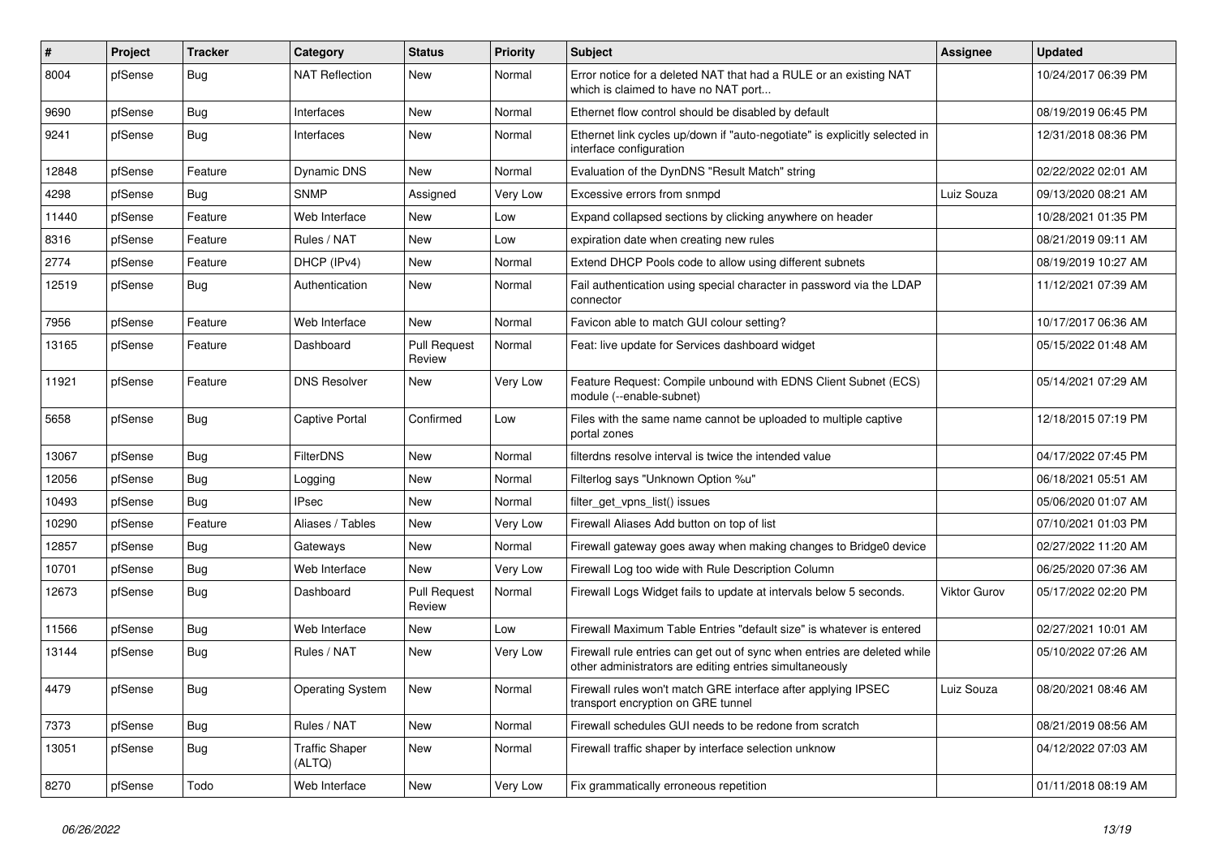| # | Project | Tracker | Category | Status | Priority | Subject | Assignee | Updated |
|---|---|---|---|---|---|---|---|---|
| 8004 | pfSense | Bug | NAT Reflection | New | Normal | Error notice for a deleted NAT that had a RULE or an existing NAT which is claimed to have no NAT port... | | 10/24/2017 06:39 PM |
| 9690 | pfSense | Bug | Interfaces | New | Normal | Ethernet flow control should be disabled by default | | 08/19/2019 06:45 PM |
| 9241 | pfSense | Bug | Interfaces | New | Normal | Ethernet link cycles up/down if "auto-negotiate" is explicitly selected in interface configuration | | 12/31/2018 08:36 PM |
| 12848 | pfSense | Feature | Dynamic DNS | New | Normal | Evaluation of the DynDNS "Result Match" string | | 02/22/2022 02:01 AM |
| 4298 | pfSense | Bug | SNMP | Assigned | Very Low | Excessive errors from snmpd | Luiz Souza | 09/13/2020 08:21 AM |
| 11440 | pfSense | Feature | Web Interface | New | Low | Expand collapsed sections by clicking anywhere on header | | 10/28/2021 01:35 PM |
| 8316 | pfSense | Feature | Rules / NAT | New | Low | expiration date when creating new rules | | 08/21/2019 09:11 AM |
| 2774 | pfSense | Feature | DHCP (IPv4) | New | Normal | Extend DHCP Pools code to allow using different subnets | | 08/19/2019 10:27 AM |
| 12519 | pfSense | Bug | Authentication | New | Normal | Fail authentication using special character in password via the LDAP connector | | 11/12/2021 07:39 AM |
| 7956 | pfSense | Feature | Web Interface | New | Normal | Favicon able to match GUI colour setting? | | 10/17/2017 06:36 AM |
| 13165 | pfSense | Feature | Dashboard | Pull Request Review | Normal | Feat: live update for Services dashboard widget | | 05/15/2022 01:48 AM |
| 11921 | pfSense | Feature | DNS Resolver | New | Very Low | Feature Request: Compile unbound with EDNS Client Subnet (ECS) module (--enable-subnet) | | 05/14/2021 07:29 AM |
| 5658 | pfSense | Bug | Captive Portal | Confirmed | Low | Files with the same name cannot be uploaded to multiple captive portal zones | | 12/18/2015 07:19 PM |
| 13067 | pfSense | Bug | FilterDNS | New | Normal | filterdns resolve interval is twice the intended value | | 04/17/2022 07:45 PM |
| 12056 | pfSense | Bug | Logging | New | Normal | Filterlog says "Unknown Option %u" | | 06/18/2021 05:51 AM |
| 10493 | pfSense | Bug | IPsec | New | Normal | filter_get_vpns_list() issues | | 05/06/2020 01:07 AM |
| 10290 | pfSense | Feature | Aliases / Tables | New | Very Low | Firewall Aliases Add button on top of list | | 07/10/2021 01:03 PM |
| 12857 | pfSense | Bug | Gateways | New | Normal | Firewall gateway goes away when making changes to Bridge0 device | | 02/27/2022 11:20 AM |
| 10701 | pfSense | Bug | Web Interface | New | Very Low | Firewall Log too wide with Rule Description Column | | 06/25/2020 07:36 AM |
| 12673 | pfSense | Bug | Dashboard | Pull Request Review | Normal | Firewall Logs Widget fails to update at intervals below 5 seconds. | Viktor Gurov | 05/17/2022 02:20 PM |
| 11566 | pfSense | Bug | Web Interface | New | Low | Firewall Maximum Table Entries "default size" is whatever is entered | | 02/27/2021 10:01 AM |
| 13144 | pfSense | Bug | Rules / NAT | New | Very Low | Firewall rule entries can get out of sync when entries are deleted while other administrators are editing entries simultaneously | | 05/10/2022 07:26 AM |
| 4479 | pfSense | Bug | Operating System | New | Normal | Firewall rules won't match GRE interface after applying IPSEC transport encryption on GRE tunnel | Luiz Souza | 08/20/2021 08:46 AM |
| 7373 | pfSense | Bug | Rules / NAT | New | Normal | Firewall schedules GUI needs to be redone from scratch | | 08/21/2019 08:56 AM |
| 13051 | pfSense | Bug | Traffic Shaper (ALTQ) | New | Normal | Firewall traffic shaper by interface selection unknow | | 04/12/2022 07:03 AM |
| 8270 | pfSense | Todo | Web Interface | New | Very Low | Fix grammatically erroneous repetition | | 01/11/2018 08:19 AM |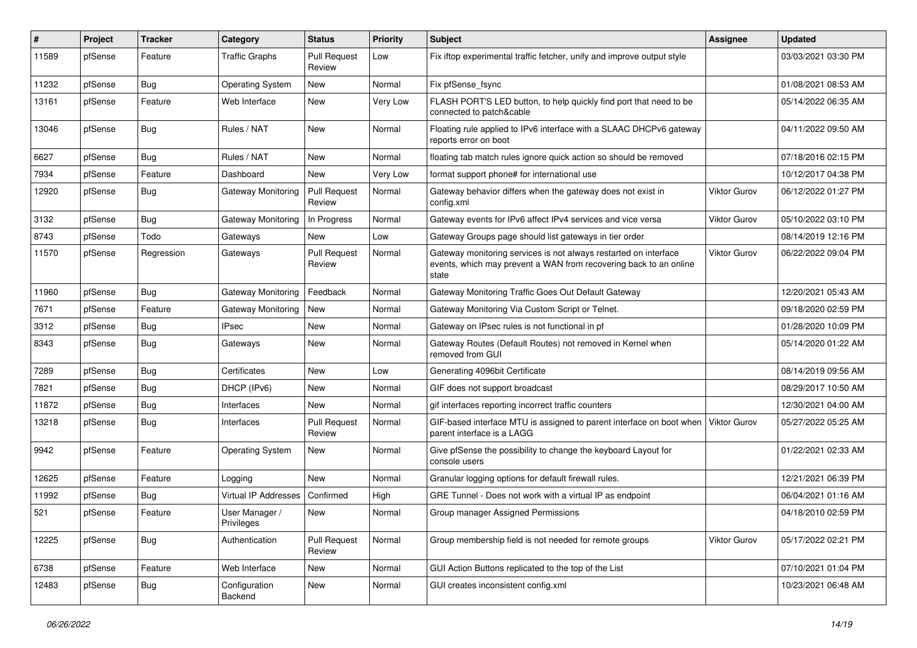| # | Project | Tracker | Category | Status | Priority | Subject | Assignee | Updated |
|---|---|---|---|---|---|---|---|---|
| 11589 | pfSense | Feature | Traffic Graphs | Pull Request Review | Low | Fix iftop experimental traffic fetcher, unify and improve output style | | 03/03/2021 03:30 PM |
| 11232 | pfSense | Bug | Operating System | New | Normal | Fix pfSense_fsync | | 01/08/2021 08:53 AM |
| 13161 | pfSense | Feature | Web Interface | New | Very Low | FLASH PORT'S LED button, to help quickly find port that need to be connected to patch&cable | | 05/14/2022 06:35 AM |
| 13046 | pfSense | Bug | Rules / NAT | New | Normal | Floating rule applied to IPv6 interface with a SLAAC DHCPv6 gateway reports error on boot | | 04/11/2022 09:50 AM |
| 6627 | pfSense | Bug | Rules / NAT | New | Normal | floating tab match rules ignore quick action so should be removed | | 07/18/2016 02:15 PM |
| 7934 | pfSense | Feature | Dashboard | New | Very Low | format support phone# for international use | | 10/12/2017 04:38 PM |
| 12920 | pfSense | Bug | Gateway Monitoring | Pull Request Review | Normal | Gateway behavior differs when the gateway does not exist in config.xml | Viktor Gurov | 06/12/2022 01:27 PM |
| 3132 | pfSense | Bug | Gateway Monitoring | In Progress | Normal | Gateway events for IPv6 affect IPv4 services and vice versa | Viktor Gurov | 05/10/2022 03:10 PM |
| 8743 | pfSense | Todo | Gateways | New | Low | Gateway Groups page should list gateways in tier order | | 08/14/2019 12:16 PM |
| 11570 | pfSense | Regression | Gateways | Pull Request Review | Normal | Gateway monitoring services is not always restarted on interface events, which may prevent a WAN from recovering back to an online state | Viktor Gurov | 06/22/2022 09:04 PM |
| 11960 | pfSense | Bug | Gateway Monitoring | Feedback | Normal | Gateway Monitoring Traffic Goes Out Default Gateway | | 12/20/2021 05:43 AM |
| 7671 | pfSense | Feature | Gateway Monitoring | New | Normal | Gateway Monitoring Via Custom Script or Telnet. | | 09/18/2020 02:59 PM |
| 3312 | pfSense | Bug | IPsec | New | Normal | Gateway on IPsec rules is not functional in pf | | 01/28/2020 10:09 PM |
| 8343 | pfSense | Bug | Gateways | New | Normal | Gateway Routes (Default Routes) not removed in Kernel when removed from GUI | | 05/14/2020 01:22 AM |
| 7289 | pfSense | Bug | Certificates | New | Low | Generating 4096bit Certificate | | 08/14/2019 09:56 AM |
| 7821 | pfSense | Bug | DHCP (IPv6) | New | Normal | GIF does not support broadcast | | 08/29/2017 10:50 AM |
| 11872 | pfSense | Bug | Interfaces | New | Normal | gif interfaces reporting incorrect traffic counters | | 12/30/2021 04:00 AM |
| 13218 | pfSense | Bug | Interfaces | Pull Request Review | Normal | GIF-based interface MTU is assigned to parent interface on boot when parent interface is a LAGG | Viktor Gurov | 05/27/2022 05:25 AM |
| 9942 | pfSense | Feature | Operating System | New | Normal | Give pfSense the possibility to change the keyboard Layout for console users | | 01/22/2021 02:33 AM |
| 12625 | pfSense | Feature | Logging | New | Normal | Granular logging options for default firewall rules. | | 12/21/2021 06:39 PM |
| 11992 | pfSense | Bug | Virtual IP Addresses | Confirmed | High | GRE Tunnel - Does not work with a virtual IP as endpoint | | 06/04/2021 01:16 AM |
| 521 | pfSense | Feature | User Manager / Privileges | New | Normal | Group manager Assigned Permissions | | 04/18/2010 02:59 PM |
| 12225 | pfSense | Bug | Authentication | Pull Request Review | Normal | Group membership field is not needed for remote groups | Viktor Gurov | 05/17/2022 02:21 PM |
| 6738 | pfSense | Feature | Web Interface | New | Normal | GUI Action Buttons replicated to the top of the List | | 07/10/2021 01:04 PM |
| 12483 | pfSense | Bug | Configuration Backend | New | Normal | GUI creates inconsistent config.xml | | 10/23/2021 06:48 AM |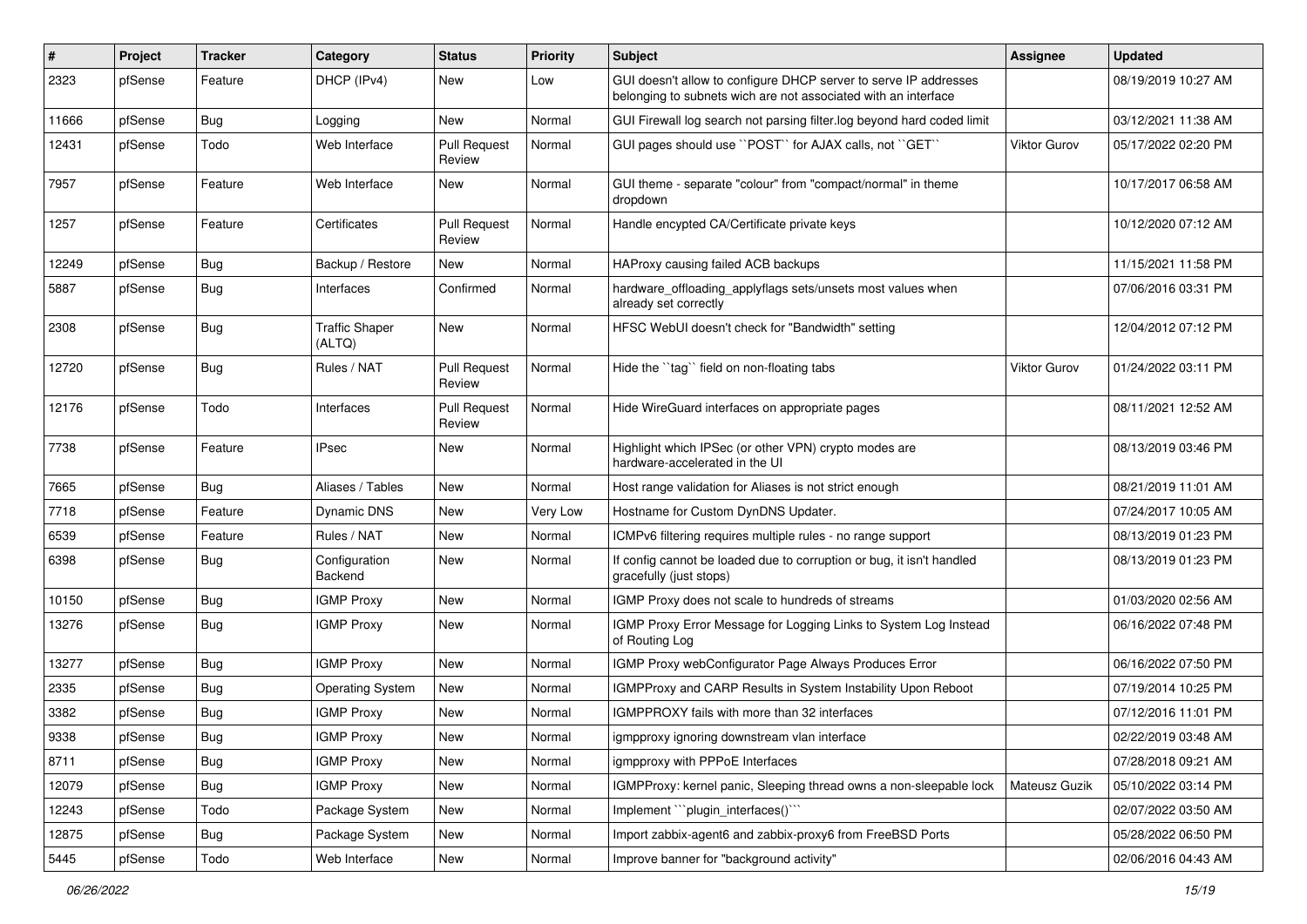| # | Project | Tracker | Category | Status | Priority | Subject | Assignee | Updated |
|---|---|---|---|---|---|---|---|---|
| 2323 | pfSense | Feature | DHCP (IPv4) | New | Low | GUI doesn't allow to configure DHCP server to serve IP addresses belonging to subnets wich are not associated with an interface | | 08/19/2019 10:27 AM |
| 11666 | pfSense | Bug | Logging | New | Normal | GUI Firewall log search not parsing filter.log beyond hard coded limit | | 03/12/2021 11:38 AM |
| 12431 | pfSense | Todo | Web Interface | Pull Request Review | Normal | GUI pages should use ``POST`` for AJAX calls, not ``GET`` | Viktor Gurov | 05/17/2022 02:20 PM |
| 7957 | pfSense | Feature | Web Interface | New | Normal | GUI theme - separate "colour" from "compact/normal" in theme dropdown | | 10/17/2017 06:58 AM |
| 1257 | pfSense | Feature | Certificates | Pull Request Review | Normal | Handle encypted CA/Certificate private keys | | 10/12/2020 07:12 AM |
| 12249 | pfSense | Bug | Backup / Restore | New | Normal | HAProxy causing failed ACB backups | | 11/15/2021 11:58 PM |
| 5887 | pfSense | Bug | Interfaces | Confirmed | Normal | hardware_offloading_applyflags sets/unsets most values when already set correctly | | 07/06/2016 03:31 PM |
| 2308 | pfSense | Bug | Traffic Shaper (ALTQ) | New | Normal | HFSC WebUI doesn't check for "Bandwidth" setting | | 12/04/2012 07:12 PM |
| 12720 | pfSense | Bug | Rules / NAT | Pull Request Review | Normal | Hide the ``tag`` field on non-floating tabs | Viktor Gurov | 01/24/2022 03:11 PM |
| 12176 | pfSense | Todo | Interfaces | Pull Request Review | Normal | Hide WireGuard interfaces on appropriate pages | | 08/11/2021 12:52 AM |
| 7738 | pfSense | Feature | IPsec | New | Normal | Highlight which IPSec (or other VPN) crypto modes are hardware-accelerated in the UI | | 08/13/2019 03:46 PM |
| 7665 | pfSense | Bug | Aliases / Tables | New | Normal | Host range validation for Aliases is not strict enough | | 08/21/2019 11:01 AM |
| 7718 | pfSense | Feature | Dynamic DNS | New | Very Low | Hostname for Custom DynDNS Updater. | | 07/24/2017 10:05 AM |
| 6539 | pfSense | Feature | Rules / NAT | New | Normal | ICMPv6 filtering requires multiple rules - no range support | | 08/13/2019 01:23 PM |
| 6398 | pfSense | Bug | Configuration Backend | New | Normal | If config cannot be loaded due to corruption or bug, it isn't handled gracefully (just stops) | | 08/13/2019 01:23 PM |
| 10150 | pfSense | Bug | IGMP Proxy | New | Normal | IGMP Proxy does not scale to hundreds of streams | | 01/03/2020 02:56 AM |
| 13276 | pfSense | Bug | IGMP Proxy | New | Normal | IGMP Proxy Error Message for Logging Links to System Log Instead of Routing Log | | 06/16/2022 07:48 PM |
| 13277 | pfSense | Bug | IGMP Proxy | New | Normal | IGMP Proxy webConfigurator Page Always Produces Error | | 06/16/2022 07:50 PM |
| 2335 | pfSense | Bug | Operating System | New | Normal | IGMPProxy and CARP Results in System Instability Upon Reboot | | 07/19/2014 10:25 PM |
| 3382 | pfSense | Bug | IGMP Proxy | New | Normal | IGMPPROXY fails with more than 32 interfaces | | 07/12/2016 11:01 PM |
| 9338 | pfSense | Bug | IGMP Proxy | New | Normal | igmpproxy ignoring downstream vlan interface | | 02/22/2019 03:48 AM |
| 8711 | pfSense | Bug | IGMP Proxy | New | Normal | igmpproxy with PPPoE Interfaces | | 07/28/2018 09:21 AM |
| 12079 | pfSense | Bug | IGMP Proxy | New | Normal | IGMPProxy: kernel panic, Sleeping thread owns a non-sleepable lock | Mateusz Guzik | 05/10/2022 03:14 PM |
| 12243 | pfSense | Todo | Package System | New | Normal | Implement ```plugin_interfaces()``` | | 02/07/2022 03:50 AM |
| 12875 | pfSense | Bug | Package System | New | Normal | Import zabbix-agent6 and zabbix-proxy6 from FreeBSD Ports | | 05/28/2022 06:50 PM |
| 5445 | pfSense | Todo | Web Interface | New | Normal | Improve banner for "background activity" | | 02/06/2016 04:43 AM |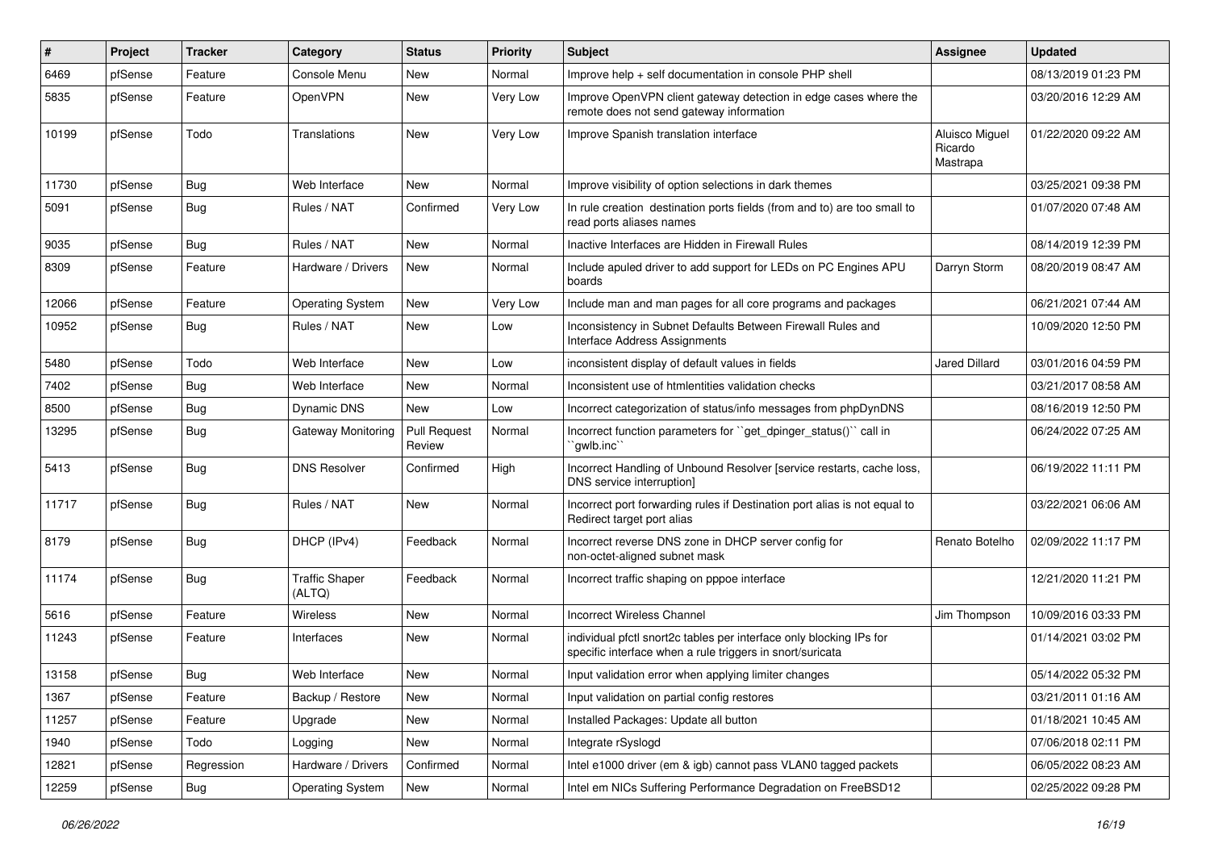| # | Project | Tracker | Category | Status | Priority | Subject | Assignee | Updated |
|---|---|---|---|---|---|---|---|---|
| 6469 | pfSense | Feature | Console Menu | New | Normal | Improve help + self documentation in console PHP shell | | 08/13/2019 01:23 PM |
| 5835 | pfSense | Feature | OpenVPN | New | Very Low | Improve OpenVPN client gateway detection in edge cases where the remote does not send gateway information | | 03/20/2016 12:29 AM |
| 10199 | pfSense | Todo | Translations | New | Very Low | Improve Spanish translation interface | Aluisco Miguel Ricardo Mastrapa | 01/22/2020 09:22 AM |
| 11730 | pfSense | Bug | Web Interface | New | Normal | Improve visibility of option selections in dark themes | | 03/25/2021 09:38 PM |
| 5091 | pfSense | Bug | Rules / NAT | Confirmed | Very Low | In rule creation destination ports fields (from and to) are too small to read ports aliases names | | 01/07/2020 07:48 AM |
| 9035 | pfSense | Bug | Rules / NAT | New | Normal | Inactive Interfaces are Hidden in Firewall Rules | | 08/14/2019 12:39 PM |
| 8309 | pfSense | Feature | Hardware / Drivers | New | Normal | Include apuled driver to add support for LEDs on PC Engines APU boards | Darryn Storm | 08/20/2019 08:47 AM |
| 12066 | pfSense | Feature | Operating System | New | Very Low | Include man and man pages for all core programs and packages | | 06/21/2021 07:44 AM |
| 10952 | pfSense | Bug | Rules / NAT | New | Low | Inconsistency in Subnet Defaults Between Firewall Rules and Interface Address Assignments | | 10/09/2020 12:50 PM |
| 5480 | pfSense | Todo | Web Interface | New | Low | inconsistent display of default values in fields | Jared Dillard | 03/01/2016 04:59 PM |
| 7402 | pfSense | Bug | Web Interface | New | Normal | Inconsistent use of htmlentities validation checks | | 03/21/2017 08:58 AM |
| 8500 | pfSense | Bug | Dynamic DNS | New | Low | Incorrect categorization of status/info messages from phpDynDNS | | 08/16/2019 12:50 PM |
| 13295 | pfSense | Bug | Gateway Monitoring | Pull Request Review | Normal | Incorrect function parameters for ``get_dpinger_status()`` call in ``gwlb.inc`` | | 06/24/2022 07:25 AM |
| 5413 | pfSense | Bug | DNS Resolver | Confirmed | High | Incorrect Handling of Unbound Resolver [service restarts, cache loss, DNS service interruption] | | 06/19/2022 11:11 PM |
| 11717 | pfSense | Bug | Rules / NAT | New | Normal | Incorrect port forwarding rules if Destination port alias is not equal to Redirect target port alias | | 03/22/2021 06:06 AM |
| 8179 | pfSense | Bug | DHCP (IPv4) | Feedback | Normal | Incorrect reverse DNS zone in DHCP server config for non-octet-aligned subnet mask | Renato Botelho | 02/09/2022 11:17 PM |
| 11174 | pfSense | Bug | Traffic Shaper (ALTQ) | Feedback | Normal | Incorrect traffic shaping on pppoe interface | | 12/21/2020 11:21 PM |
| 5616 | pfSense | Feature | Wireless | New | Normal | Incorrect Wireless Channel | Jim Thompson | 10/09/2016 03:33 PM |
| 11243 | pfSense | Feature | Interfaces | New | Normal | individual pfctl snort2c tables per interface only blocking IPs for specific interface when a rule triggers in snort/suricata | | 01/14/2021 03:02 PM |
| 13158 | pfSense | Bug | Web Interface | New | Normal | Input validation error when applying limiter changes | | 05/14/2022 05:32 PM |
| 1367 | pfSense | Feature | Backup / Restore | New | Normal | Input validation on partial config restores | | 03/21/2011 01:16 AM |
| 11257 | pfSense | Feature | Upgrade | New | Normal | Installed Packages: Update all button | | 01/18/2021 10:45 AM |
| 1940 | pfSense | Todo | Logging | New | Normal | Integrate rSyslogd | | 07/06/2018 02:11 PM |
| 12821 | pfSense | Regression | Hardware / Drivers | Confirmed | Normal | Intel e1000 driver (em & igb) cannot pass VLAN0 tagged packets | | 06/05/2022 08:23 AM |
| 12259 | pfSense | Bug | Operating System | New | Normal | Intel em NICs Suffering Performance Degradation on FreeBSD12 | | 02/25/2022 09:28 PM |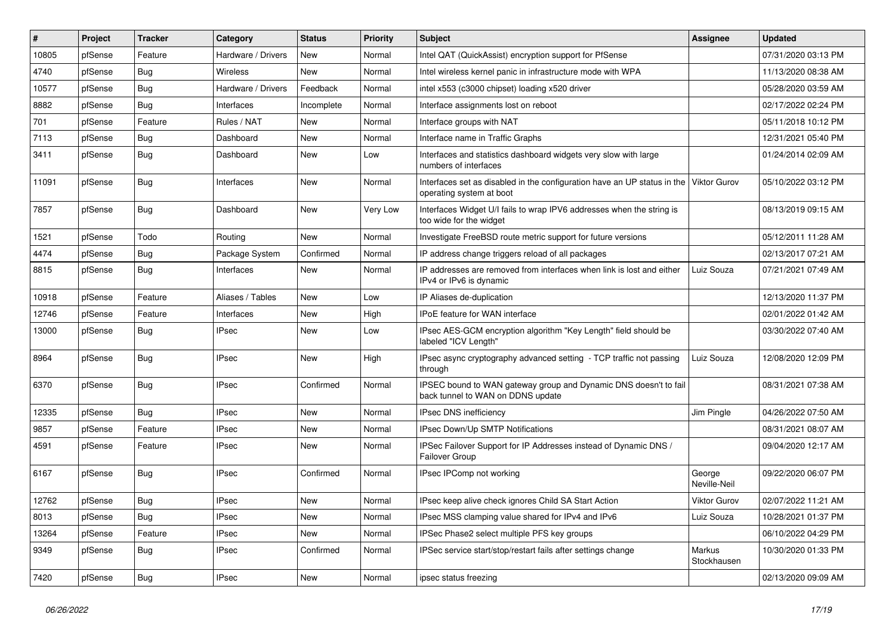| # | Project | Tracker | Category | Status | Priority | Subject | Assignee | Updated |
|---|---|---|---|---|---|---|---|---|
| 10805 | pfSense | Feature | Hardware / Drivers | New | Normal | Intel QAT (QuickAssist) encryption support for PfSense | | 07/31/2020 03:13 PM |
| 4740 | pfSense | Bug | Wireless | New | Normal | Intel wireless kernel panic in infrastructure mode with WPA | | 11/13/2020 08:38 AM |
| 10577 | pfSense | Bug | Hardware / Drivers | Feedback | Normal | intel x553 (c3000 chipset) loading x520 driver | | 05/28/2020 03:59 AM |
| 8882 | pfSense | Bug | Interfaces | Incomplete | Normal | Interface assignments lost on reboot | | 02/17/2022 02:24 PM |
| 701 | pfSense | Feature | Rules / NAT | New | Normal | Interface groups with NAT | | 05/11/2018 10:12 PM |
| 7113 | pfSense | Bug | Dashboard | New | Normal | Interface name in Traffic Graphs | | 12/31/2021 05:40 PM |
| 3411 | pfSense | Bug | Dashboard | New | Low | Interfaces and statistics dashboard widgets very slow with large numbers of interfaces | | 01/24/2014 02:09 AM |
| 11091 | pfSense | Bug | Interfaces | New | Normal | Interfaces set as disabled in the configuration have an UP status in the operating system at boot | Viktor Gurov | 05/10/2022 03:12 PM |
| 7857 | pfSense | Bug | Dashboard | New | Very Low | Interfaces Widget U/I fails to wrap IPV6 addresses when the string is too wide for the widget | | 08/13/2019 09:15 AM |
| 1521 | pfSense | Todo | Routing | New | Normal | Investigate FreeBSD route metric support for future versions | | 05/12/2011 11:28 AM |
| 4474 | pfSense | Bug | Package System | Confirmed | Normal | IP address change triggers reload of all packages | | 02/13/2017 07:21 AM |
| 8815 | pfSense | Bug | Interfaces | New | Normal | IP addresses are removed from interfaces when link is lost and either IPv4 or IPv6 is dynamic | Luiz Souza | 07/21/2021 07:49 AM |
| 10918 | pfSense | Feature | Aliases / Tables | New | Low | IP Aliases de-duplication | | 12/13/2020 11:37 PM |
| 12746 | pfSense | Feature | Interfaces | New | High | IPoE feature for WAN interface | | 02/01/2022 01:42 AM |
| 13000 | pfSense | Bug | IPsec | New | Low | IPsec AES-GCM encryption algorithm "Key Length" field should be labeled "ICV Length" | | 03/30/2022 07:40 AM |
| 8964 | pfSense | Bug | IPsec | New | High | IPsec async cryptography advanced setting - TCP traffic not passing through | Luiz Souza | 12/08/2020 12:09 PM |
| 6370 | pfSense | Bug | IPsec | Confirmed | Normal | IPSEC bound to WAN gateway group and Dynamic DNS doesn't to fail back tunnel to WAN on DDNS update | | 08/31/2021 07:38 AM |
| 12335 | pfSense | Bug | IPsec | New | Normal | IPsec DNS inefficiency | Jim Pingle | 04/26/2022 07:50 AM |
| 9857 | pfSense | Feature | IPsec | New | Normal | IPsec Down/Up SMTP Notifications | | 08/31/2021 08:07 AM |
| 4591 | pfSense | Feature | IPsec | New | Normal | IPSec Failover Support for IP Addresses instead of Dynamic DNS / Failover Group | | 09/04/2020 12:17 AM |
| 6167 | pfSense | Bug | IPsec | Confirmed | Normal | IPsec IPComp not working | George Neville-Neil | 09/22/2020 06:07 PM |
| 12762 | pfSense | Bug | IPsec | New | Normal | IPsec keep alive check ignores Child SA Start Action | Viktor Gurov | 02/07/2022 11:21 AM |
| 8013 | pfSense | Bug | IPsec | New | Normal | IPsec MSS clamping value shared for IPv4 and IPv6 | Luiz Souza | 10/28/2021 01:37 PM |
| 13264 | pfSense | Feature | IPsec | New | Normal | IPSec Phase2 select multiple PFS key groups | | 06/10/2022 04:29 PM |
| 9349 | pfSense | Bug | IPsec | Confirmed | Normal | IPSec service start/stop/restart fails after settings change | Markus Stockhausen | 10/30/2020 01:33 PM |
| 7420 | pfSense | Bug | IPsec | New | Normal | ipsec status freezing | | 02/13/2020 09:09 AM |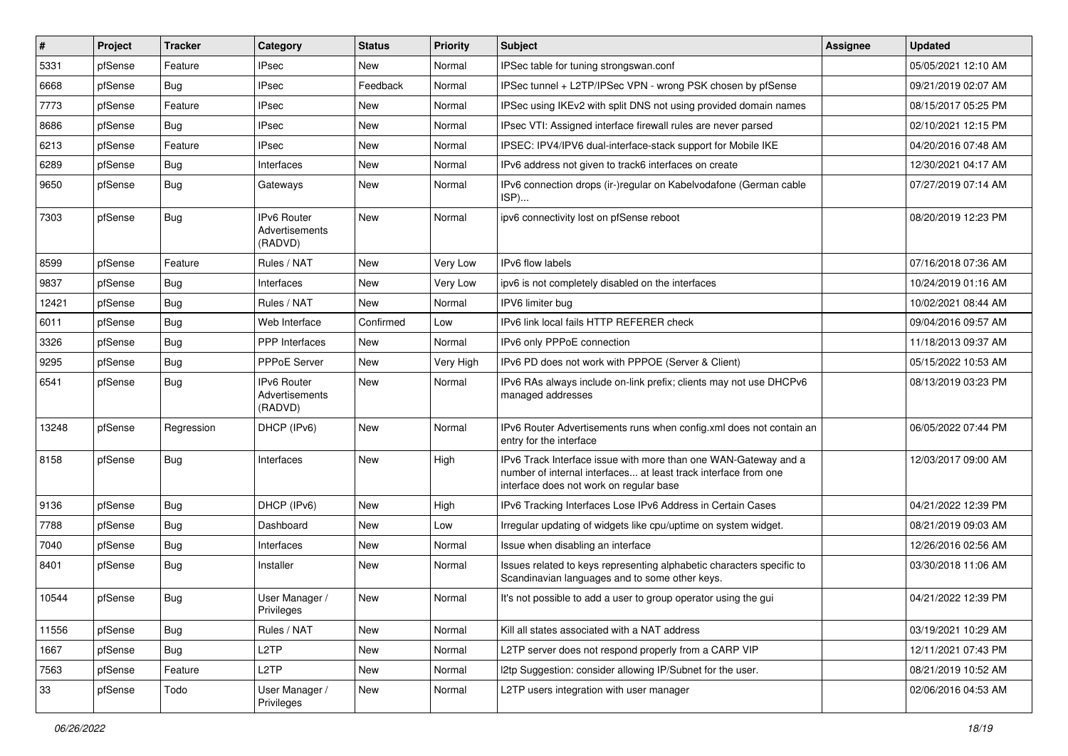| # | Project | Tracker | Category | Status | Priority | Subject | Assignee | Updated |
|---|---|---|---|---|---|---|---|---|
| 5331 | pfSense | Feature | IPsec | New | Normal | IPSec table for tuning strongswan.conf | | 05/05/2021 12:10 AM |
| 6668 | pfSense | Bug | IPsec | Feedback | Normal | IPSec tunnel + L2TP/IPSec VPN - wrong PSK chosen by pfSense | | 09/21/2019 02:07 AM |
| 7773 | pfSense | Feature | IPsec | New | Normal | IPSec using IKEv2 with split DNS not using provided domain names | | 08/15/2017 05:25 PM |
| 8686 | pfSense | Bug | IPsec | New | Normal | IPsec VTI: Assigned interface firewall rules are never parsed | | 02/10/2021 12:15 PM |
| 6213 | pfSense | Feature | IPsec | New | Normal | IPSEC: IPV4/IPV6 dual-interface-stack support for Mobile IKE | | 04/20/2016 07:48 AM |
| 6289 | pfSense | Bug | Interfaces | New | Normal | IPv6 address not given to track6 interfaces on create | | 12/30/2021 04:17 AM |
| 9650 | pfSense | Bug | Gateways | New | Normal | IPv6 connection drops (ir-)regular on Kabelvodafone (German cable ISP)... | | 07/27/2019 07:14 AM |
| 7303 | pfSense | Bug | IPv6 Router Advertisements (RADVD) | New | Normal | ipv6 connectivity lost on pfSense reboot | | 08/20/2019 12:23 PM |
| 8599 | pfSense | Feature | Rules / NAT | New | Very Low | IPv6 flow labels | | 07/16/2018 07:36 AM |
| 9837 | pfSense | Bug | Interfaces | New | Very Low | ipv6 is not completely disabled on the interfaces | | 10/24/2019 01:16 AM |
| 12421 | pfSense | Bug | Rules / NAT | New | Normal | IPV6 limiter bug | | 10/02/2021 08:44 AM |
| 6011 | pfSense | Bug | Web Interface | Confirmed | Low | IPv6 link local fails HTTP REFERER check | | 09/04/2016 09:57 AM |
| 3326 | pfSense | Bug | PPP Interfaces | New | Normal | IPv6 only PPPoE connection | | 11/18/2013 09:37 AM |
| 9295 | pfSense | Bug | PPPoE Server | New | Very High | IPv6 PD does not work with PPPOE (Server & Client) | | 05/15/2022 10:53 AM |
| 6541 | pfSense | Bug | IPv6 Router Advertisements (RADVD) | New | Normal | IPv6 RAs always include on-link prefix; clients may not use DHCPv6 managed addresses | | 08/13/2019 03:23 PM |
| 13248 | pfSense | Regression | DHCP (IPv6) | New | Normal | IPv6 Router Advertisements runs when config.xml does not contain an entry for the interface | | 06/05/2022 07:44 PM |
| 8158 | pfSense | Bug | Interfaces | New | High | IPv6 Track Interface issue with more than one WAN-Gateway and a number of internal interfaces... at least track interface from one interface does not work on regular base | | 12/03/2017 09:00 AM |
| 9136 | pfSense | Bug | DHCP (IPv6) | New | High | IPv6 Tracking Interfaces Lose IPv6 Address in Certain Cases | | 04/21/2022 12:39 PM |
| 7788 | pfSense | Bug | Dashboard | New | Low | Irregular updating of widgets like cpu/uptime on system widget. | | 08/21/2019 09:03 AM |
| 7040 | pfSense | Bug | Interfaces | New | Normal | Issue when disabling an interface | | 12/26/2016 02:56 AM |
| 8401 | pfSense | Bug | Installer | New | Normal | Issues related to keys representing alphabetic characters specific to Scandinavian languages and to some other keys. | | 03/30/2018 11:06 AM |
| 10544 | pfSense | Bug | User Manager / Privileges | New | Normal | It's not possible to add a user to group operator using the gui | | 04/21/2022 12:39 PM |
| 11556 | pfSense | Bug | Rules / NAT | New | Normal | Kill all states associated with a NAT address | | 03/19/2021 10:29 AM |
| 1667 | pfSense | Bug | L2TP | New | Normal | L2TP server does not respond properly from a CARP VIP | | 12/11/2021 07:43 PM |
| 7563 | pfSense | Feature | L2TP | New | Normal | l2tp Suggestion: consider allowing IP/Subnet for the user. | | 08/21/2019 10:52 AM |
| 33 | pfSense | Todo | User Manager / Privileges | New | Normal | L2TP users integration with user manager | | 02/06/2016 04:53 AM |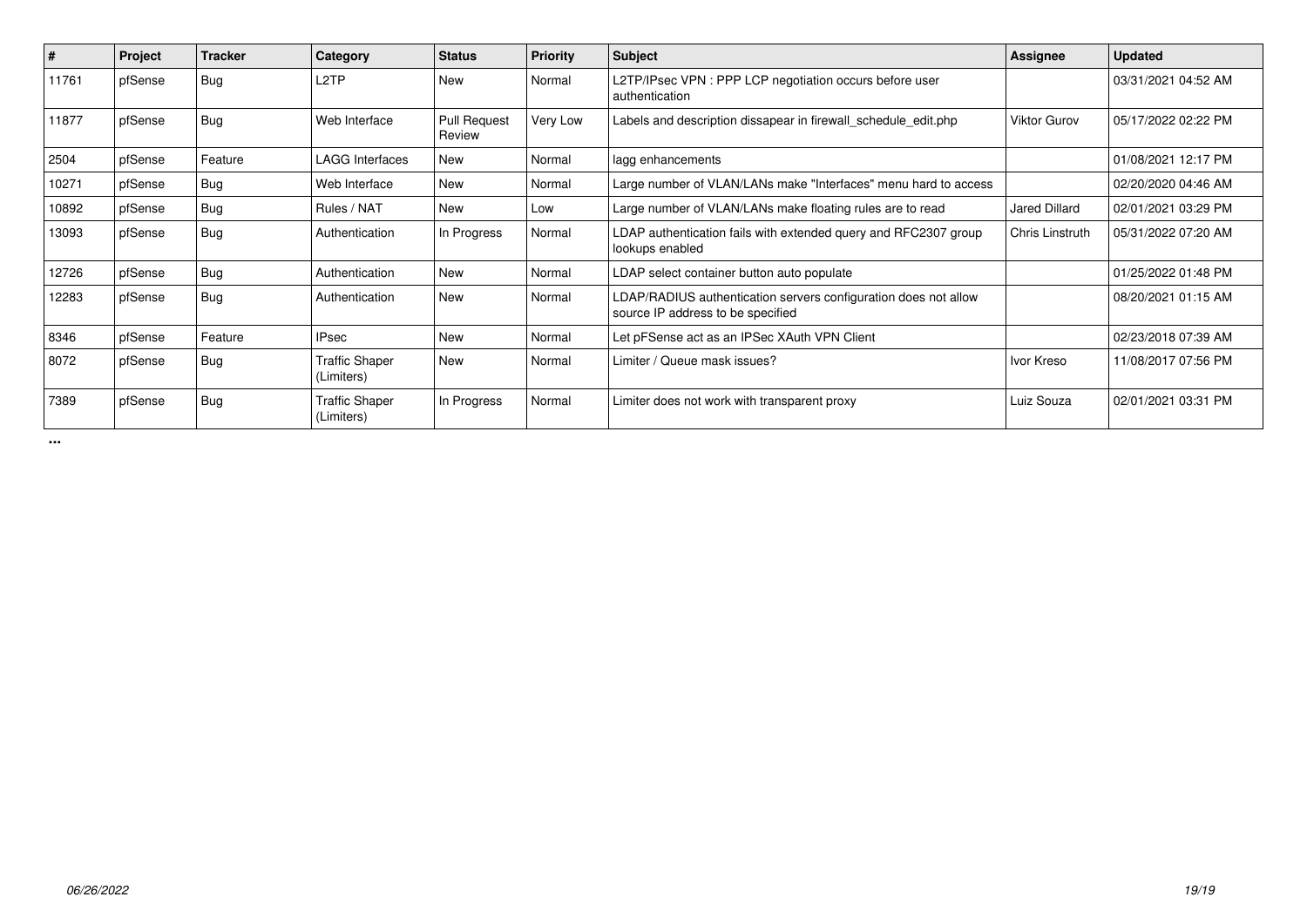| # | Project | Tracker | Category | Status | Priority | Subject | Assignee | Updated |
|---|---|---|---|---|---|---|---|---|
| 11761 | pfSense | Bug | L2TP | New | Normal | L2TP/IPsec VPN : PPP LCP negotiation occurs before user authentication | | 03/31/2021 04:52 AM |
| 11877 | pfSense | Bug | Web Interface | Pull Request Review | Very Low | Labels and description dissapear in firewall_schedule_edit.php | Viktor Gurov | 05/17/2022 02:22 PM |
| 2504 | pfSense | Feature | LAGG Interfaces | New | Normal | lagg enhancements | | 01/08/2021 12:17 PM |
| 10271 | pfSense | Bug | Web Interface | New | Normal | Large number of VLAN/LANs make "Interfaces" menu hard to access | | 02/20/2020 04:46 AM |
| 10892 | pfSense | Bug | Rules / NAT | New | Low | Large number of VLAN/LANs make floating rules are to read | Jared Dillard | 02/01/2021 03:29 PM |
| 13093 | pfSense | Bug | Authentication | In Progress | Normal | LDAP authentication fails with extended query and RFC2307 group lookups enabled | Chris Linstruth | 05/31/2022 07:20 AM |
| 12726 | pfSense | Bug | Authentication | New | Normal | LDAP select container button auto populate | | 01/25/2022 01:48 PM |
| 12283 | pfSense | Bug | Authentication | New | Normal | LDAP/RADIUS authentication servers configuration does not allow source IP address to be specified | | 08/20/2021 01:15 AM |
| 8346 | pfSense | Feature | IPsec | New | Normal | Let pFSense act as an IPSec XAuth VPN Client | | 02/23/2018 07:39 AM |
| 8072 | pfSense | Bug | Traffic Shaper (Limiters) | New | Normal | Limiter / Queue mask issues? | Ivor Kreso | 11/08/2017 07:56 PM |
| 7389 | pfSense | Bug | Traffic Shaper (Limiters) | In Progress | Normal | Limiter does not work with transparent proxy | Luiz Souza | 02/01/2021 03:31 PM |

...